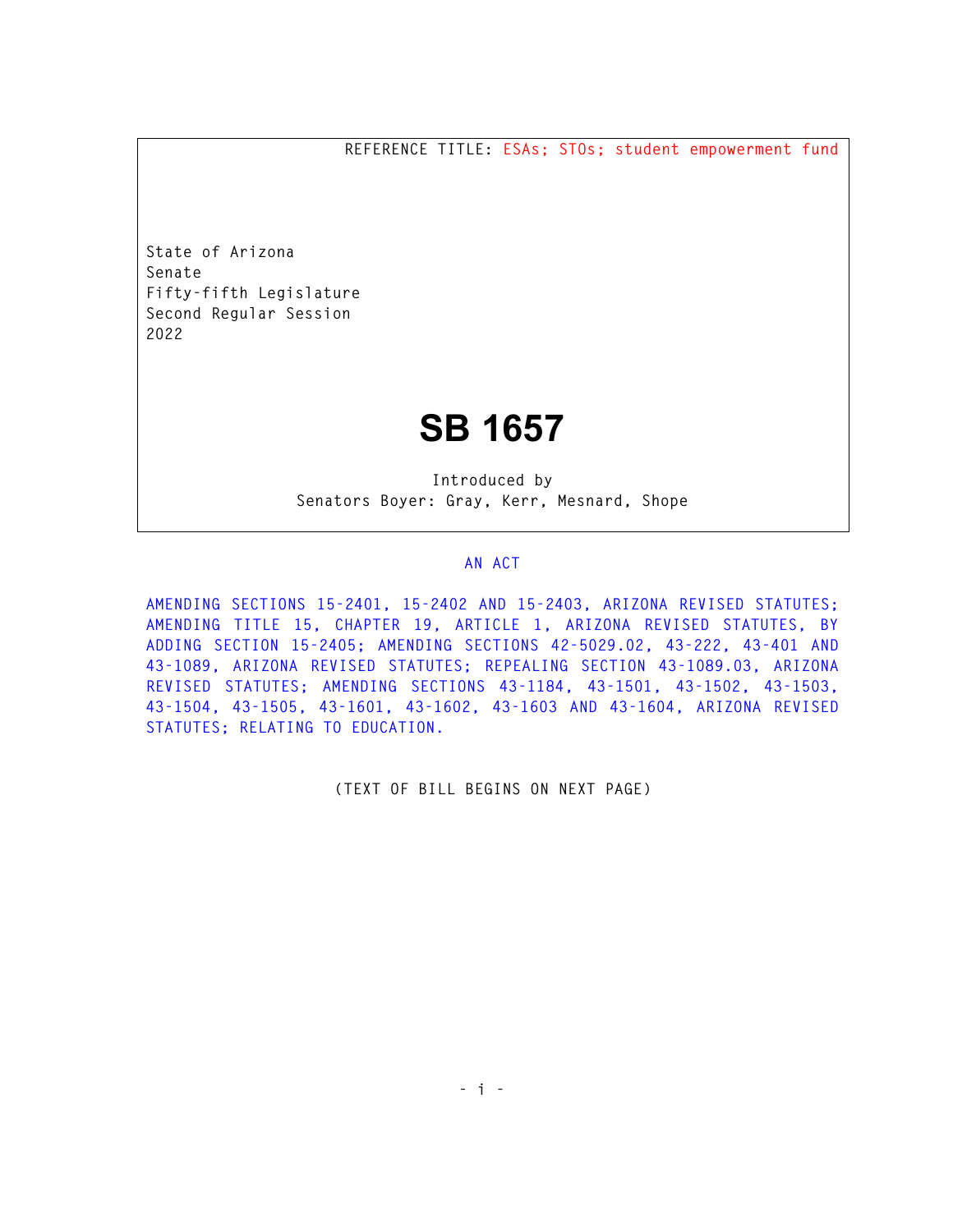REFERENCE TITLE: ESAs; STOs; student empowerment fund

State of Arizona
Senate
Fifty-fifth Legislature
Second Regular Session
2022

# SB 1657

Introduced by
Senators Boyer: Gray, Kerr, Mesnard, Shope

## AN ACT

AMENDING SECTIONS 15-2401, 15-2402 AND 15-2403, ARIZONA REVISED STATUTES; AMENDING TITLE 15, CHAPTER 19, ARTICLE 1, ARIZONA REVISED STATUTES, BY ADDING SECTION 15-2405; AMENDING SECTIONS 42-5029.02, 43-222, 43-401 AND 43-1089, ARIZONA REVISED STATUTES; REPEALING SECTION 43-1089.03, ARIZONA REVISED STATUTES; AMENDING SECTIONS 43-1184, 43-1501, 43-1502, 43-1503, 43-1504, 43-1505, 43-1601, 43-1602, 43-1603 AND 43-1604, ARIZONA REVISED STATUTES; RELATING TO EDUCATION.

(TEXT OF BILL BEGINS ON NEXT PAGE)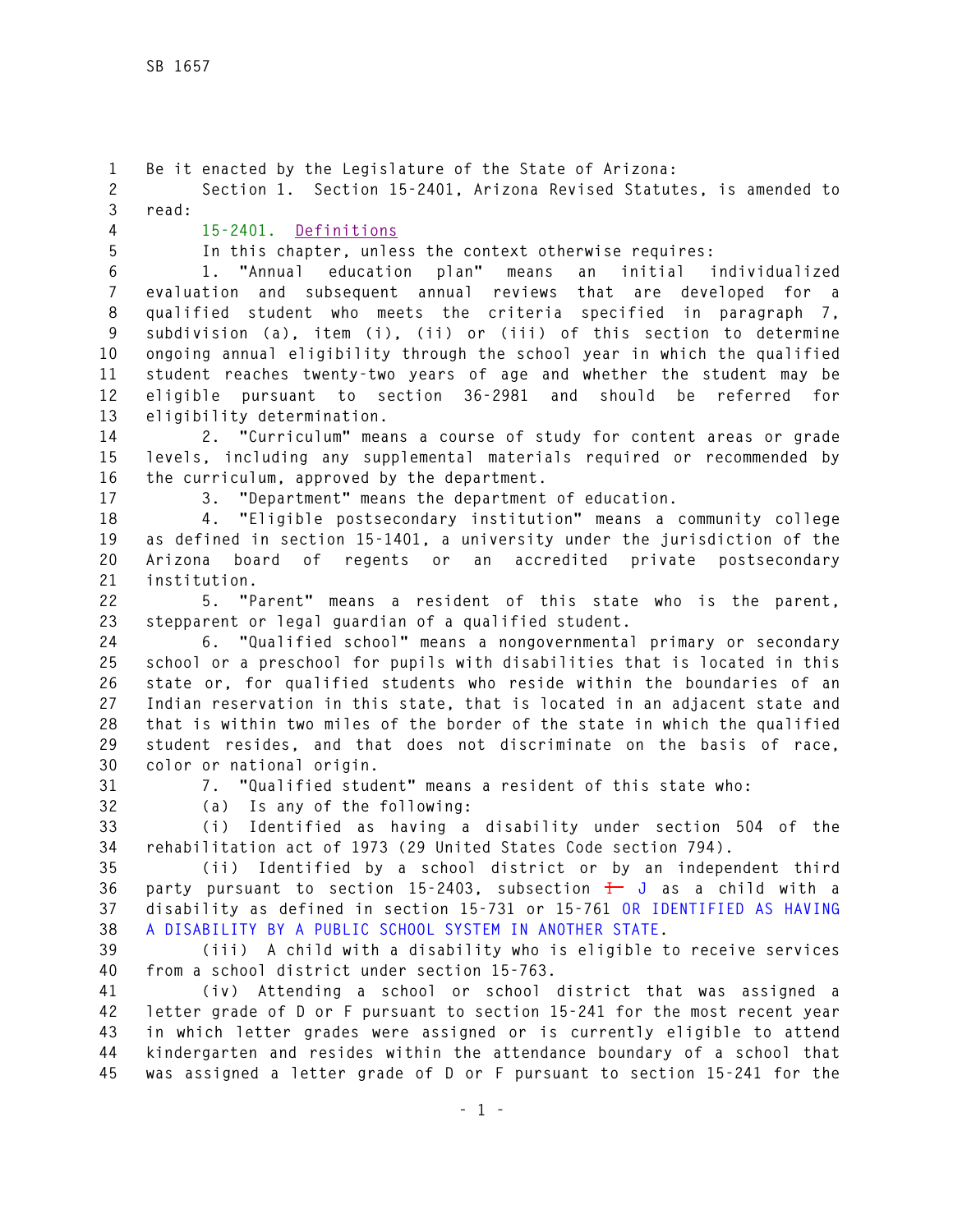Be it enacted by the Legislature of the State of Arizona:

Section 1. Section 15-2401, Arizona Revised Statutes, is amended to read:

15-2401. Definitions

In this chapter, unless the context otherwise requires:

1. "Annual education plan" means an initial individualized evaluation and subsequent annual reviews that are developed for a qualified student who meets the criteria specified in paragraph 7, subdivision (a), item (i), (ii) or (iii) of this section to determine ongoing annual eligibility through the school year in which the qualified student reaches twenty-two years of age and whether the student may be eligible pursuant to section 36-2981 and should be referred for eligibility determination.

2. "Curriculum" means a course of study for content areas or grade levels, including any supplemental materials required or recommended by the curriculum, approved by the department.

3. "Department" means the department of education.

4. "Eligible postsecondary institution" means a community college as defined in section 15-1401, a university under the jurisdiction of the Arizona board of regents or an accredited private postsecondary institution.

5. "Parent" means a resident of this state who is the parent, stepparent or legal guardian of a qualified student.

6. "Qualified school" means a nongovernmental primary or secondary school or a preschool for pupils with disabilities that is located in this state or, for qualified students who reside within the boundaries of an Indian reservation in this state, that is located in an adjacent state and that is within two miles of the border of the state in which the qualified student resides, and that does not discriminate on the basis of race, color or national origin.

7. "Qualified student" means a resident of this state who:

(a) Is any of the following:

(i) Identified as having a disability under section 504 of the rehabilitation act of 1973 (29 United States Code section 794).

(ii) Identified by a school district or by an independent third party pursuant to section 15-2403, subsection ~~I~~ J as a child with a disability as defined in section 15-731 or 15-761 OR IDENTIFIED AS HAVING A DISABILITY BY A PUBLIC SCHOOL SYSTEM IN ANOTHER STATE.

(iii) A child with a disability who is eligible to receive services from a school district under section 15-763.

(iv) Attending a school or school district that was assigned a letter grade of D or F pursuant to section 15-241 for the most recent year in which letter grades were assigned or is currently eligible to attend kindergarten and resides within the attendance boundary of a school that was assigned a letter grade of D or F pursuant to section 15-241 for the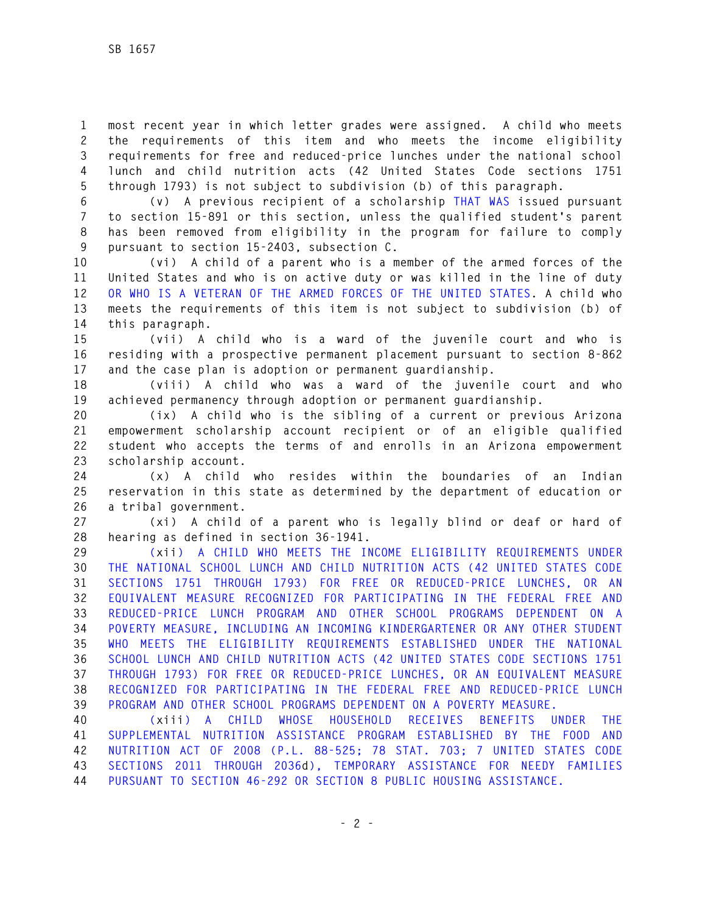most recent year in which letter grades were assigned. A child who meets the requirements of this item and who meets the income eligibility requirements for free and reduced-price lunches under the national school lunch and child nutrition acts (42 United States Code sections 1751 through 1793) is not subject to subdivision (b) of this paragraph.

(v) A previous recipient of a scholarship THAT WAS issued pursuant to section 15-891 or this section, unless the qualified student's parent has been removed from eligibility in the program for failure to comply pursuant to section 15-2403, subsection C.

(vi) A child of a parent who is a member of the armed forces of the United States and who is on active duty or was killed in the line of duty OR WHO IS A VETERAN OF THE ARMED FORCES OF THE UNITED STATES. A child who meets the requirements of this item is not subject to subdivision (b) of this paragraph.

(vii) A child who is a ward of the juvenile court and who is residing with a prospective permanent placement pursuant to section 8-862 and the case plan is adoption or permanent guardianship.

(viii) A child who was a ward of the juvenile court and who achieved permanency through adoption or permanent guardianship.

(ix) A child who is the sibling of a current or previous Arizona empowerment scholarship account recipient or of an eligible qualified student who accepts the terms of and enrolls in an Arizona empowerment scholarship account.

(x) A child who resides within the boundaries of an Indian reservation in this state as determined by the department of education or a tribal government.

(xi) A child of a parent who is legally blind or deaf or hard of hearing as defined in section 36-1941.

(xii) A CHILD WHO MEETS THE INCOME ELIGIBILITY REQUIREMENTS UNDER THE NATIONAL SCHOOL LUNCH AND CHILD NUTRITION ACTS (42 UNITED STATES CODE SECTIONS 1751 THROUGH 1793) FOR FREE OR REDUCED-PRICE LUNCHES, OR AN EQUIVALENT MEASURE RECOGNIZED FOR PARTICIPATING IN THE FEDERAL FREE AND REDUCED-PRICE LUNCH PROGRAM AND OTHER SCHOOL PROGRAMS DEPENDENT ON A POVERTY MEASURE, INCLUDING AN INCOMING KINDERGARTENER OR ANY OTHER STUDENT WHO MEETS THE ELIGIBILITY REQUIREMENTS ESTABLISHED UNDER THE NATIONAL SCHOOL LUNCH AND CHILD NUTRITION ACTS (42 UNITED STATES CODE SECTIONS 1751 THROUGH 1793) FOR FREE OR REDUCED-PRICE LUNCHES, OR AN EQUIVALENT MEASURE RECOGNIZED FOR PARTICIPATING IN THE FEDERAL FREE AND REDUCED-PRICE LUNCH PROGRAM AND OTHER SCHOOL PROGRAMS DEPENDENT ON A POVERTY MEASURE.

(xiii) A CHILD WHOSE HOUSEHOLD RECEIVES BENEFITS UNDER THE SUPPLEMENTAL NUTRITION ASSISTANCE PROGRAM ESTABLISHED BY THE FOOD AND NUTRITION ACT OF 2008 (P.L. 88-525; 78 STAT. 703; 7 UNITED STATES CODE SECTIONS 2011 THROUGH 2036d), TEMPORARY ASSISTANCE FOR NEEDY FAMILIES PURSUANT TO SECTION 46-292 OR SECTION 8 PUBLIC HOUSING ASSISTANCE.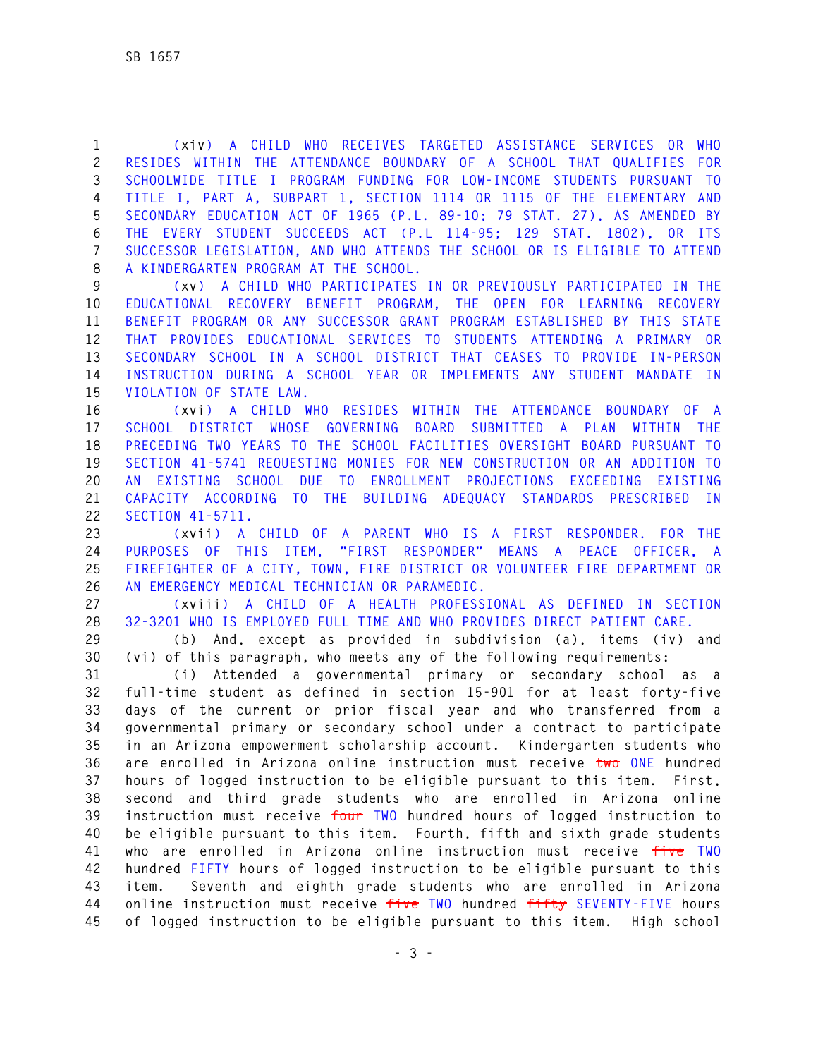(xiv) A CHILD WHO RECEIVES TARGETED ASSISTANCE SERVICES OR WHO RESIDES WITHIN THE ATTENDANCE BOUNDARY OF A SCHOOL THAT QUALIFIES FOR SCHOOLWIDE TITLE I PROGRAM FUNDING FOR LOW-INCOME STUDENTS PURSUANT TO TITLE I, PART A, SUBPART 1, SECTION 1114 OR 1115 OF THE ELEMENTARY AND SECONDARY EDUCATION ACT OF 1965 (P.L. 89-10; 79 STAT. 27), AS AMENDED BY THE EVERY STUDENT SUCCEEDS ACT (P.L 114-95; 129 STAT. 1802), OR ITS SUCCESSOR LEGISLATION, AND WHO ATTENDS THE SCHOOL OR IS ELIGIBLE TO ATTEND A KINDERGARTEN PROGRAM AT THE SCHOOL.

(xv) A CHILD WHO PARTICIPATES IN OR PREVIOUSLY PARTICIPATED IN THE EDUCATIONAL RECOVERY BENEFIT PROGRAM, THE OPEN FOR LEARNING RECOVERY BENEFIT PROGRAM OR ANY SUCCESSOR GRANT PROGRAM ESTABLISHED BY THIS STATE THAT PROVIDES EDUCATIONAL SERVICES TO STUDENTS ATTENDING A PRIMARY OR SECONDARY SCHOOL IN A SCHOOL DISTRICT THAT CEASES TO PROVIDE IN-PERSON INSTRUCTION DURING A SCHOOL YEAR OR IMPLEMENTS ANY STUDENT MANDATE IN VIOLATION OF STATE LAW.

(xvi) A CHILD WHO RESIDES WITHIN THE ATTENDANCE BOUNDARY OF A SCHOOL DISTRICT WHOSE GOVERNING BOARD SUBMITTED A PLAN WITHIN THE PRECEDING TWO YEARS TO THE SCHOOL FACILITIES OVERSIGHT BOARD PURSUANT TO SECTION 41-5741 REQUESTING MONIES FOR NEW CONSTRUCTION OR AN ADDITION TO AN EXISTING SCHOOL DUE TO ENROLLMENT PROJECTIONS EXCEEDING EXISTING CAPACITY ACCORDING TO THE BUILDING ADEQUACY STANDARDS PRESCRIBED IN SECTION 41-5711.

(xvii) A CHILD OF A PARENT WHO IS A FIRST RESPONDER. FOR THE PURPOSES OF THIS ITEM, "FIRST RESPONDER" MEANS A PEACE OFFICER, A FIREFIGHTER OF A CITY, TOWN, FIRE DISTRICT OR VOLUNTEER FIRE DEPARTMENT OR AN EMERGENCY MEDICAL TECHNICIAN OR PARAMEDIC.

(xviii) A CHILD OF A HEALTH PROFESSIONAL AS DEFINED IN SECTION 32-3201 WHO IS EMPLOYED FULL TIME AND WHO PROVIDES DIRECT PATIENT CARE.

(b) And, except as provided in subdivision (a), items (iv) and (vi) of this paragraph, who meets any of the following requirements:

(i) Attended a governmental primary or secondary school as a full-time student as defined in section 15-901 for at least forty-five days of the current or prior fiscal year and who transferred from a governmental primary or secondary school under a contract to participate in an Arizona empowerment scholarship account. Kindergarten students who are enrolled in Arizona online instruction must receive ~~two~~ ONE hundred hours of logged instruction to be eligible pursuant to this item. First, second and third grade students who are enrolled in Arizona online instruction must receive ~~four~~ TWO hundred hours of logged instruction to be eligible pursuant to this item. Fourth, fifth and sixth grade students who are enrolled in Arizona online instruction must receive ~~five~~ TWO hundred FIFTY hours of logged instruction to be eligible pursuant to this item. Seventh and eighth grade students who are enrolled in Arizona online instruction must receive ~~five~~ TWO hundred ~~fifty~~ SEVENTY-FIVE hours of logged instruction to be eligible pursuant to this item. High school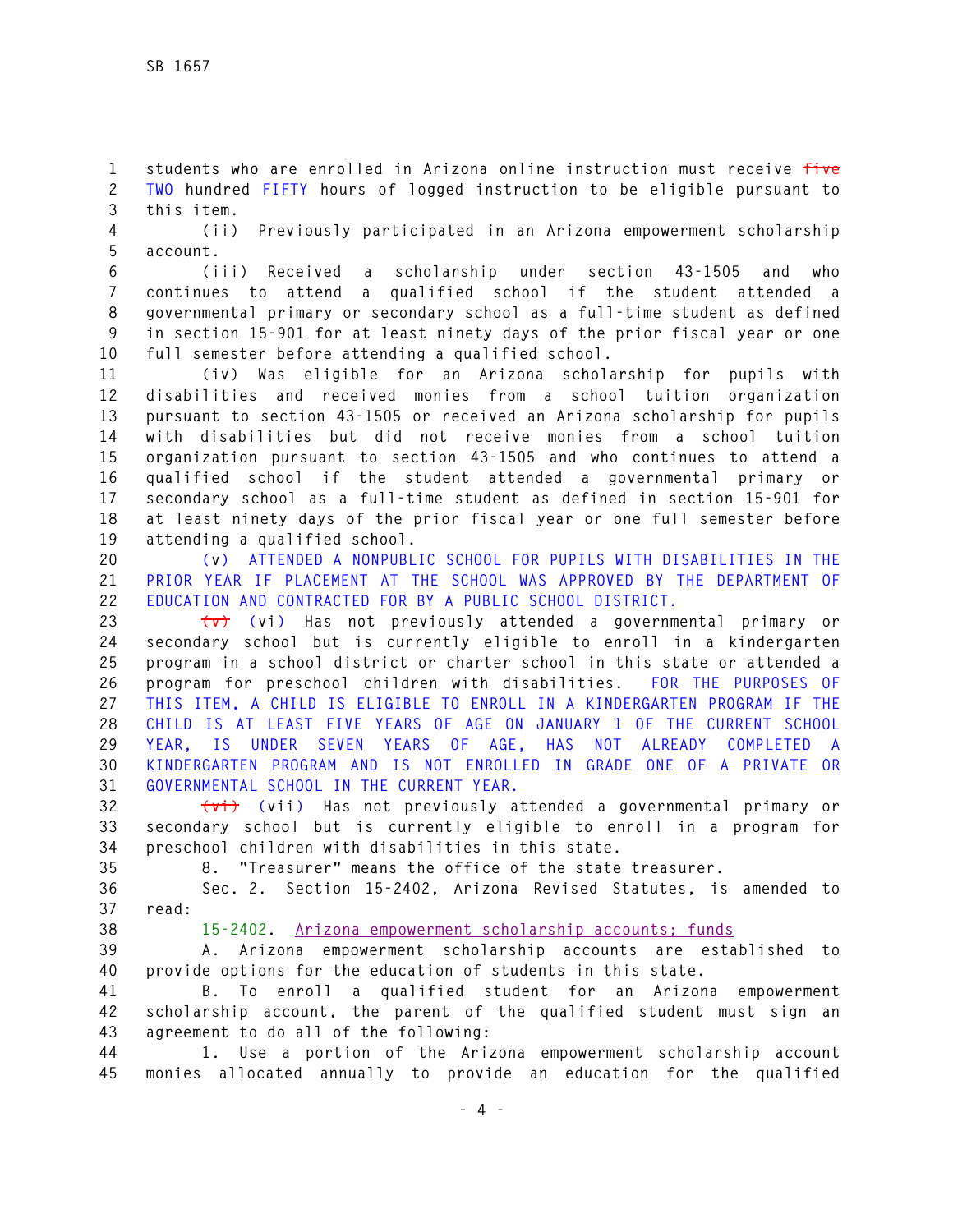students who are enrolled in Arizona online instruction must receive ~~five~~ TWO hundred FIFTY hours of logged instruction to be eligible pursuant to this item.

(ii) Previously participated in an Arizona empowerment scholarship account.

(iii) Received a scholarship under section 43-1505 and who continues to attend a qualified school if the student attended a governmental primary or secondary school as a full-time student as defined in section 15-901 for at least ninety days of the prior fiscal year or one full semester before attending a qualified school.

(iv) Was eligible for an Arizona scholarship for pupils with disabilities and received monies from a school tuition organization pursuant to section 43-1505 or received an Arizona scholarship for pupils with disabilities but did not receive monies from a school tuition organization pursuant to section 43-1505 and who continues to attend a qualified school if the student attended a governmental primary or secondary school as a full-time student as defined in section 15-901 for at least ninety days of the prior fiscal year or one full semester before attending a qualified school.

(v) ATTENDED A NONPUBLIC SCHOOL FOR PUPILS WITH DISABILITIES IN THE PRIOR YEAR IF PLACEMENT AT THE SCHOOL WAS APPROVED BY THE DEPARTMENT OF EDUCATION AND CONTRACTED FOR BY A PUBLIC SCHOOL DISTRICT.

~~(v)~~ (vi) Has not previously attended a governmental primary or secondary school but is currently eligible to enroll in a kindergarten program in a school district or charter school in this state or attended a program for preschool children with disabilities. FOR THE PURPOSES OF THIS ITEM, A CHILD IS ELIGIBLE TO ENROLL IN A KINDERGARTEN PROGRAM IF THE CHILD IS AT LEAST FIVE YEARS OF AGE ON JANUARY 1 OF THE CURRENT SCHOOL YEAR, IS UNDER SEVEN YEARS OF AGE, HAS NOT ALREADY COMPLETED A KINDERGARTEN PROGRAM AND IS NOT ENROLLED IN GRADE ONE OF A PRIVATE OR GOVERNMENTAL SCHOOL IN THE CURRENT YEAR.

~~(vi)~~ (vii) Has not previously attended a governmental primary or secondary school but is currently eligible to enroll in a program for preschool children with disabilities in this state.

8. "Treasurer" means the office of the state treasurer.

Sec. 2. Section 15-2402, Arizona Revised Statutes, is amended to read:

15-2402. Arizona empowerment scholarship accounts; funds

A. Arizona empowerment scholarship accounts are established to provide options for the education of students in this state.

B. To enroll a qualified student for an Arizona empowerment scholarship account, the parent of the qualified student must sign an agreement to do all of the following:

1. Use a portion of the Arizona empowerment scholarship account monies allocated annually to provide an education for the qualified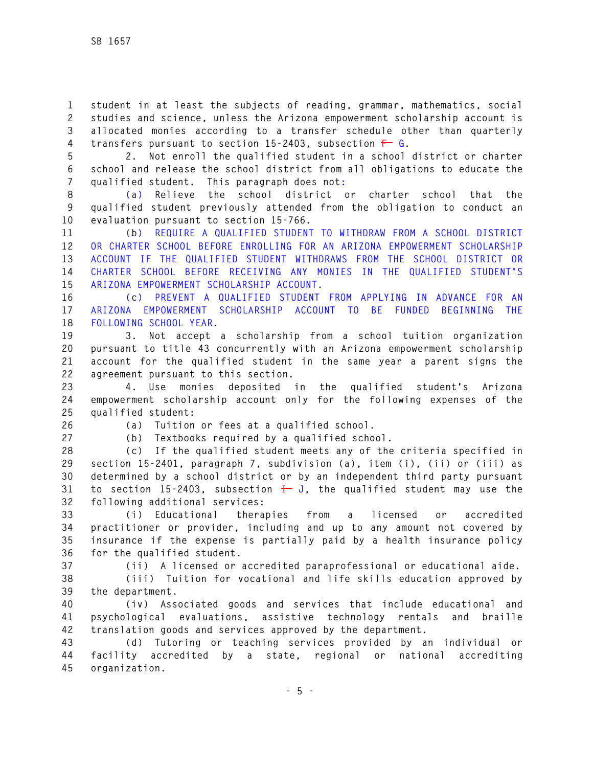student in at least the subjects of reading, grammar, mathematics, social studies and science, unless the Arizona empowerment scholarship account is allocated monies according to a transfer schedule other than quarterly transfers pursuant to section 15-2403, subsection ~~F~~ G.

2. Not enroll the qualified student in a school district or charter school and release the school district from all obligations to educate the qualified student. This paragraph does not:

(a) Relieve the school district or charter school that the qualified student previously attended from the obligation to conduct an evaluation pursuant to section 15-766.

(b) REQUIRE A QUALIFIED STUDENT TO WITHDRAW FROM A SCHOOL DISTRICT OR CHARTER SCHOOL BEFORE ENROLLING FOR AN ARIZONA EMPOWERMENT SCHOLARSHIP ACCOUNT IF THE QUALIFIED STUDENT WITHDRAWS FROM THE SCHOOL DISTRICT OR CHARTER SCHOOL BEFORE RECEIVING ANY MONIES IN THE QUALIFIED STUDENT'S ARIZONA EMPOWERMENT SCHOLARSHIP ACCOUNT.

(c) PREVENT A QUALIFIED STUDENT FROM APPLYING IN ADVANCE FOR AN ARIZONA EMPOWERMENT SCHOLARSHIP ACCOUNT TO BE FUNDED BEGINNING THE FOLLOWING SCHOOL YEAR.

3. Not accept a scholarship from a school tuition organization pursuant to title 43 concurrently with an Arizona empowerment scholarship account for the qualified student in the same year a parent signs the agreement pursuant to this section.

4. Use monies deposited in the qualified student's Arizona empowerment scholarship account only for the following expenses of the qualified student:

(a) Tuition or fees at a qualified school.

(b) Textbooks required by a qualified school.

(c) If the qualified student meets any of the criteria specified in section 15-2401, paragraph 7, subdivision (a), item (i), (ii) or (iii) as determined by a school district or by an independent third party pursuant to section 15-2403, subsection ~~I~~ J, the qualified student may use the following additional services:

(i) Educational therapies from a licensed or accredited practitioner or provider, including and up to any amount not covered by insurance if the expense is partially paid by a health insurance policy for the qualified student.

(ii) A licensed or accredited paraprofessional or educational aide.

(iii) Tuition for vocational and life skills education approved by the department.

(iv) Associated goods and services that include educational and psychological evaluations, assistive technology rentals and braille translation goods and services approved by the department.

(d) Tutoring or teaching services provided by an individual or facility accredited by a state, regional or national accrediting organization.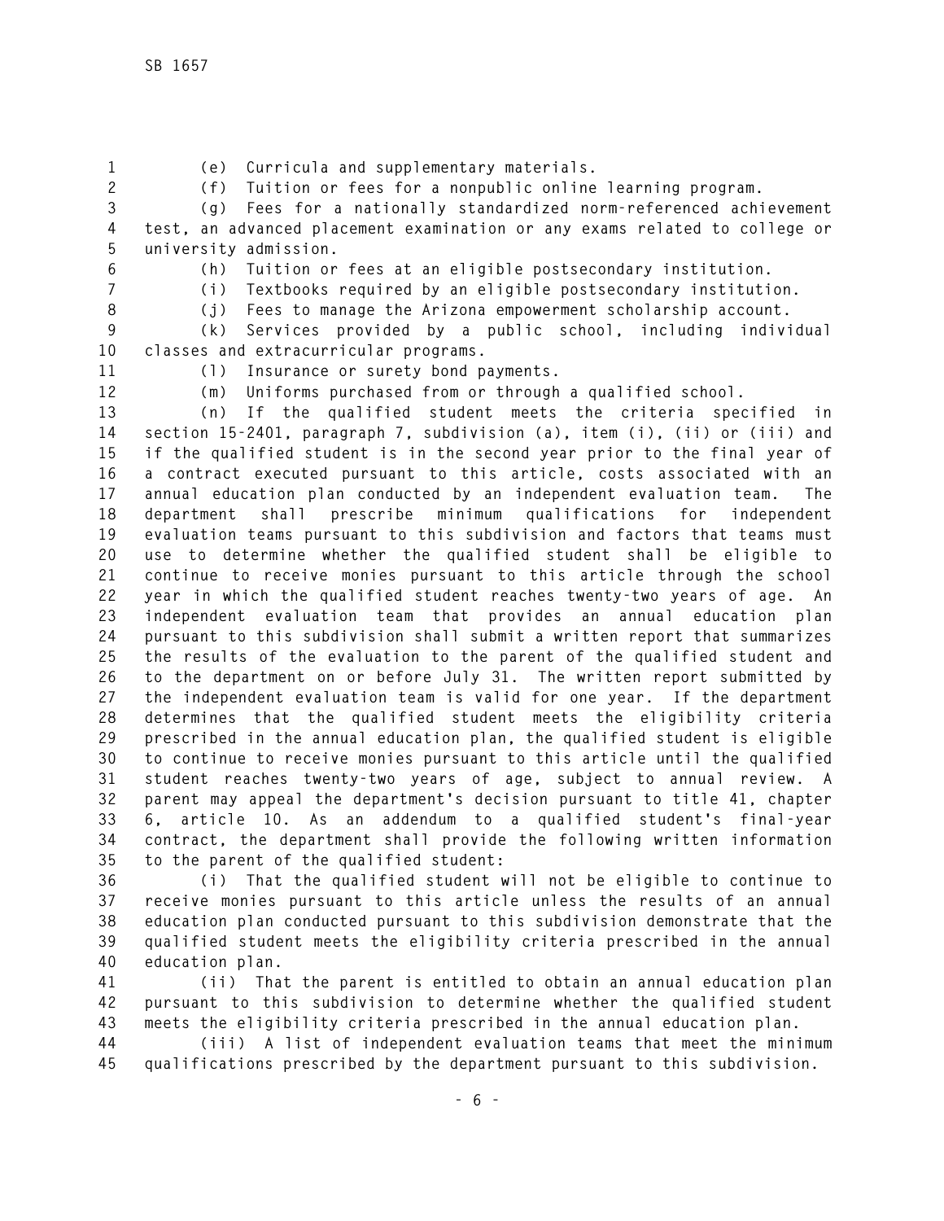(e) Curricula and supplementary materials.

(f) Tuition or fees for a nonpublic online learning program.

(g) Fees for a nationally standardized norm-referenced achievement test, an advanced placement examination or any exams related to college or university admission.

(h) Tuition or fees at an eligible postsecondary institution.

(i) Textbooks required by an eligible postsecondary institution.

(j) Fees to manage the Arizona empowerment scholarship account.

(k) Services provided by a public school, including individual classes and extracurricular programs.

(l) Insurance or surety bond payments.

(m) Uniforms purchased from or through a qualified school.

(n) If the qualified student meets the criteria specified in section 15-2401, paragraph 7, subdivision (a), item (i), (ii) or (iii) and if the qualified student is in the second year prior to the final year of a contract executed pursuant to this article, costs associated with an annual education plan conducted by an independent evaluation team. The department shall prescribe minimum qualifications for independent evaluation teams pursuant to this subdivision and factors that teams must use to determine whether the qualified student shall be eligible to continue to receive monies pursuant to this article through the school year in which the qualified student reaches twenty-two years of age. An independent evaluation team that provides an annual education plan pursuant to this subdivision shall submit a written report that summarizes the results of the evaluation to the parent of the qualified student and to the department on or before July 31. The written report submitted by the independent evaluation team is valid for one year. If the department determines that the qualified student meets the eligibility criteria prescribed in the annual education plan, the qualified student is eligible to continue to receive monies pursuant to this article until the qualified student reaches twenty-two years of age, subject to annual review. A parent may appeal the department's decision pursuant to title 41, chapter 6, article 10. As an addendum to a qualified student's final-year contract, the department shall provide the following written information to the parent of the qualified student:

(i) That the qualified student will not be eligible to continue to receive monies pursuant to this article unless the results of an annual education plan conducted pursuant to this subdivision demonstrate that the qualified student meets the eligibility criteria prescribed in the annual education plan.

(ii) That the parent is entitled to obtain an annual education plan pursuant to this subdivision to determine whether the qualified student meets the eligibility criteria prescribed in the annual education plan.

(iii) A list of independent evaluation teams that meet the minimum qualifications prescribed by the department pursuant to this subdivision.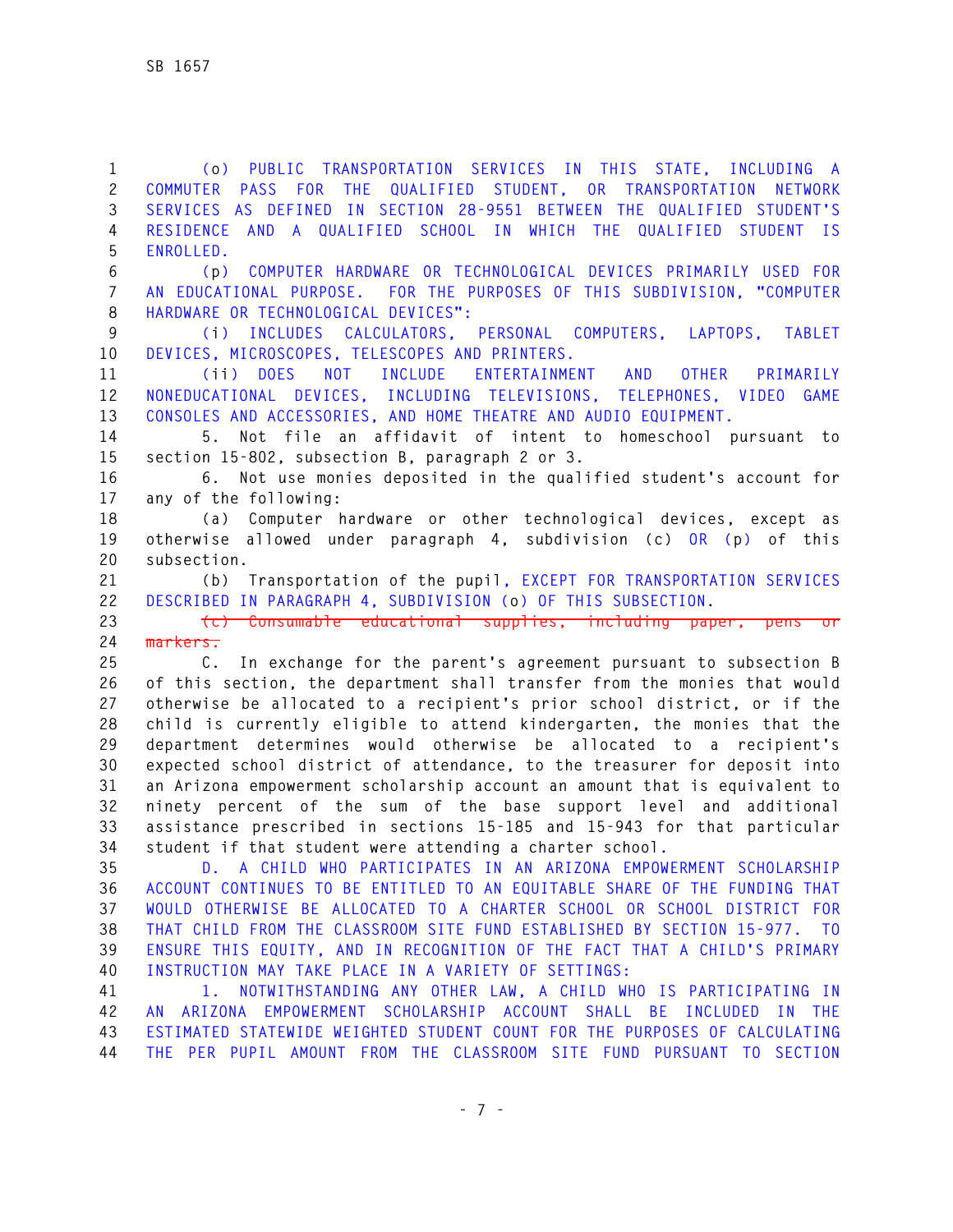(o) PUBLIC TRANSPORTATION SERVICES IN THIS STATE, INCLUDING A COMMUTER PASS FOR THE QUALIFIED STUDENT, OR TRANSPORTATION NETWORK SERVICES AS DEFINED IN SECTION 28-9551 BETWEEN THE QUALIFIED STUDENT'S RESIDENCE AND A QUALIFIED SCHOOL IN WHICH THE QUALIFIED STUDENT IS ENROLLED.

(p) COMPUTER HARDWARE OR TECHNOLOGICAL DEVICES PRIMARILY USED FOR AN EDUCATIONAL PURPOSE. FOR THE PURPOSES OF THIS SUBDIVISION, "COMPUTER HARDWARE OR TECHNOLOGICAL DEVICES":

(i) INCLUDES CALCULATORS, PERSONAL COMPUTERS, LAPTOPS, TABLET DEVICES, MICROSCOPES, TELESCOPES AND PRINTERS.

(ii) DOES NOT INCLUDE ENTERTAINMENT AND OTHER PRIMARILY NONEDUCATIONAL DEVICES, INCLUDING TELEVISIONS, TELEPHONES, VIDEO GAME CONSOLES AND ACCESSORIES, AND HOME THEATRE AND AUDIO EQUIPMENT.

5. Not file an affidavit of intent to homeschool pursuant to section 15-802, subsection B, paragraph 2 or 3.

6. Not use monies deposited in the qualified student's account for any of the following:

(a) Computer hardware or other technological devices, except as otherwise allowed under paragraph 4, subdivision (c) OR (p) of this subsection.

(b) Transportation of the pupil, EXCEPT FOR TRANSPORTATION SERVICES DESCRIBED IN PARAGRAPH 4, SUBDIVISION (o) OF THIS SUBSECTION.

~~(c) Consumable educational supplies, including paper, pens or markers.~~

C. In exchange for the parent's agreement pursuant to subsection B of this section, the department shall transfer from the monies that would otherwise be allocated to a recipient's prior school district, or if the child is currently eligible to attend kindergarten, the monies that the department determines would otherwise be allocated to a recipient's expected school district of attendance, to the treasurer for deposit into an Arizona empowerment scholarship account an amount that is equivalent to ninety percent of the sum of the base support level and additional assistance prescribed in sections 15-185 and 15-943 for that particular student if that student were attending a charter school.

D. A CHILD WHO PARTICIPATES IN AN ARIZONA EMPOWERMENT SCHOLARSHIP ACCOUNT CONTINUES TO BE ENTITLED TO AN EQUITABLE SHARE OF THE FUNDING THAT WOULD OTHERWISE BE ALLOCATED TO A CHARTER SCHOOL OR SCHOOL DISTRICT FOR THAT CHILD FROM THE CLASSROOM SITE FUND ESTABLISHED BY SECTION 15-977. TO ENSURE THIS EQUITY, AND IN RECOGNITION OF THE FACT THAT A CHILD'S PRIMARY INSTRUCTION MAY TAKE PLACE IN A VARIETY OF SETTINGS:

1. NOTWITHSTANDING ANY OTHER LAW, A CHILD WHO IS PARTICIPATING IN AN ARIZONA EMPOWERMENT SCHOLARSHIP ACCOUNT SHALL BE INCLUDED IN THE ESTIMATED STATEWIDE WEIGHTED STUDENT COUNT FOR THE PURPOSES OF CALCULATING THE PER PUPIL AMOUNT FROM THE CLASSROOM SITE FUND PURSUANT TO SECTION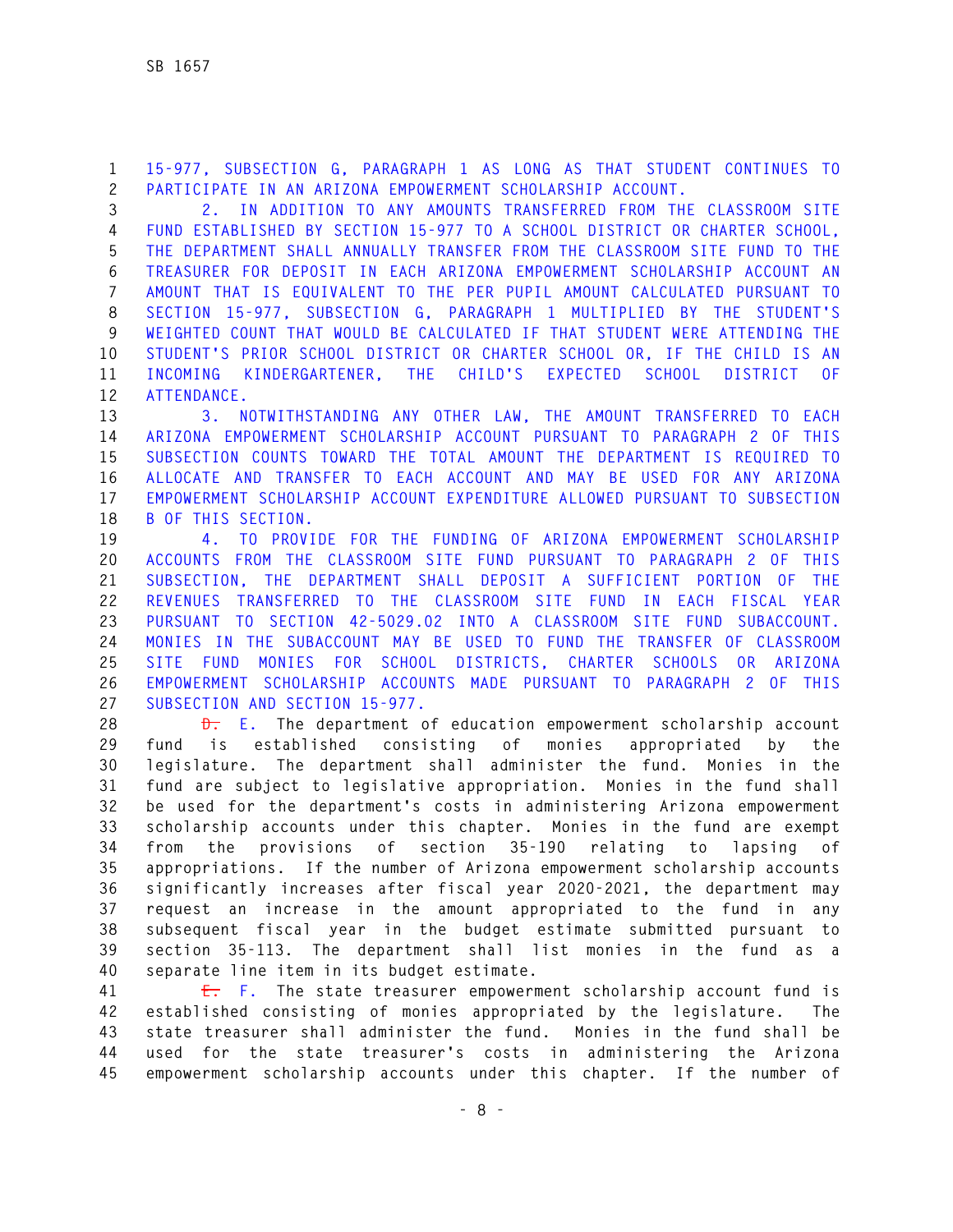15-977, SUBSECTION G, PARAGRAPH 1 AS LONG AS THAT STUDENT CONTINUES TO PARTICIPATE IN AN ARIZONA EMPOWERMENT SCHOLARSHIP ACCOUNT.

2. IN ADDITION TO ANY AMOUNTS TRANSFERRED FROM THE CLASSROOM SITE FUND ESTABLISHED BY SECTION 15-977 TO A SCHOOL DISTRICT OR CHARTER SCHOOL, THE DEPARTMENT SHALL ANNUALLY TRANSFER FROM THE CLASSROOM SITE FUND TO THE TREASURER FOR DEPOSIT IN EACH ARIZONA EMPOWERMENT SCHOLARSHIP ACCOUNT AN AMOUNT THAT IS EQUIVALENT TO THE PER PUPIL AMOUNT CALCULATED PURSUANT TO SECTION 15-977, SUBSECTION G, PARAGRAPH 1 MULTIPLIED BY THE STUDENT'S WEIGHTED COUNT THAT WOULD BE CALCULATED IF THAT STUDENT WERE ATTENDING THE STUDENT'S PRIOR SCHOOL DISTRICT OR CHARTER SCHOOL OR, IF THE CHILD IS AN INCOMING KINDERGARTENER, THE CHILD'S EXPECTED SCHOOL DISTRICT OF ATTENDANCE.

3. NOTWITHSTANDING ANY OTHER LAW, THE AMOUNT TRANSFERRED TO EACH ARIZONA EMPOWERMENT SCHOLARSHIP ACCOUNT PURSUANT TO PARAGRAPH 2 OF THIS SUBSECTION COUNTS TOWARD THE TOTAL AMOUNT THE DEPARTMENT IS REQUIRED TO ALLOCATE AND TRANSFER TO EACH ACCOUNT AND MAY BE USED FOR ANY ARIZONA EMPOWERMENT SCHOLARSHIP ACCOUNT EXPENDITURE ALLOWED PURSUANT TO SUBSECTION B OF THIS SECTION.

4. TO PROVIDE FOR THE FUNDING OF ARIZONA EMPOWERMENT SCHOLARSHIP ACCOUNTS FROM THE CLASSROOM SITE FUND PURSUANT TO PARAGRAPH 2 OF THIS SUBSECTION, THE DEPARTMENT SHALL DEPOSIT A SUFFICIENT PORTION OF THE REVENUES TRANSFERRED TO THE CLASSROOM SITE FUND IN EACH FISCAL YEAR PURSUANT TO SECTION 42-5029.02 INTO A CLASSROOM SITE FUND SUBACCOUNT. MONIES IN THE SUBACCOUNT MAY BE USED TO FUND THE TRANSFER OF CLASSROOM SITE FUND MONIES FOR SCHOOL DISTRICTS, CHARTER SCHOOLS OR ARIZONA EMPOWERMENT SCHOLARSHIP ACCOUNTS MADE PURSUANT TO PARAGRAPH 2 OF THIS SUBSECTION AND SECTION 15-977.

~~D.~~ E. The department of education empowerment scholarship account fund is established consisting of monies appropriated by the legislature. The department shall administer the fund. Monies in the fund are subject to legislative appropriation. Monies in the fund shall be used for the department's costs in administering Arizona empowerment scholarship accounts under this chapter. Monies in the fund are exempt from the provisions of section 35-190 relating to lapsing of appropriations. If the number of Arizona empowerment scholarship accounts significantly increases after fiscal year 2020-2021, the department may request an increase in the amount appropriated to the fund in any subsequent fiscal year in the budget estimate submitted pursuant to section 35-113. The department shall list monies in the fund as a separate line item in its budget estimate.

~~E.~~ F. The state treasurer empowerment scholarship account fund is established consisting of monies appropriated by the legislature. The state treasurer shall administer the fund. Monies in the fund shall be used for the state treasurer's costs in administering the Arizona empowerment scholarship accounts under this chapter. If the number of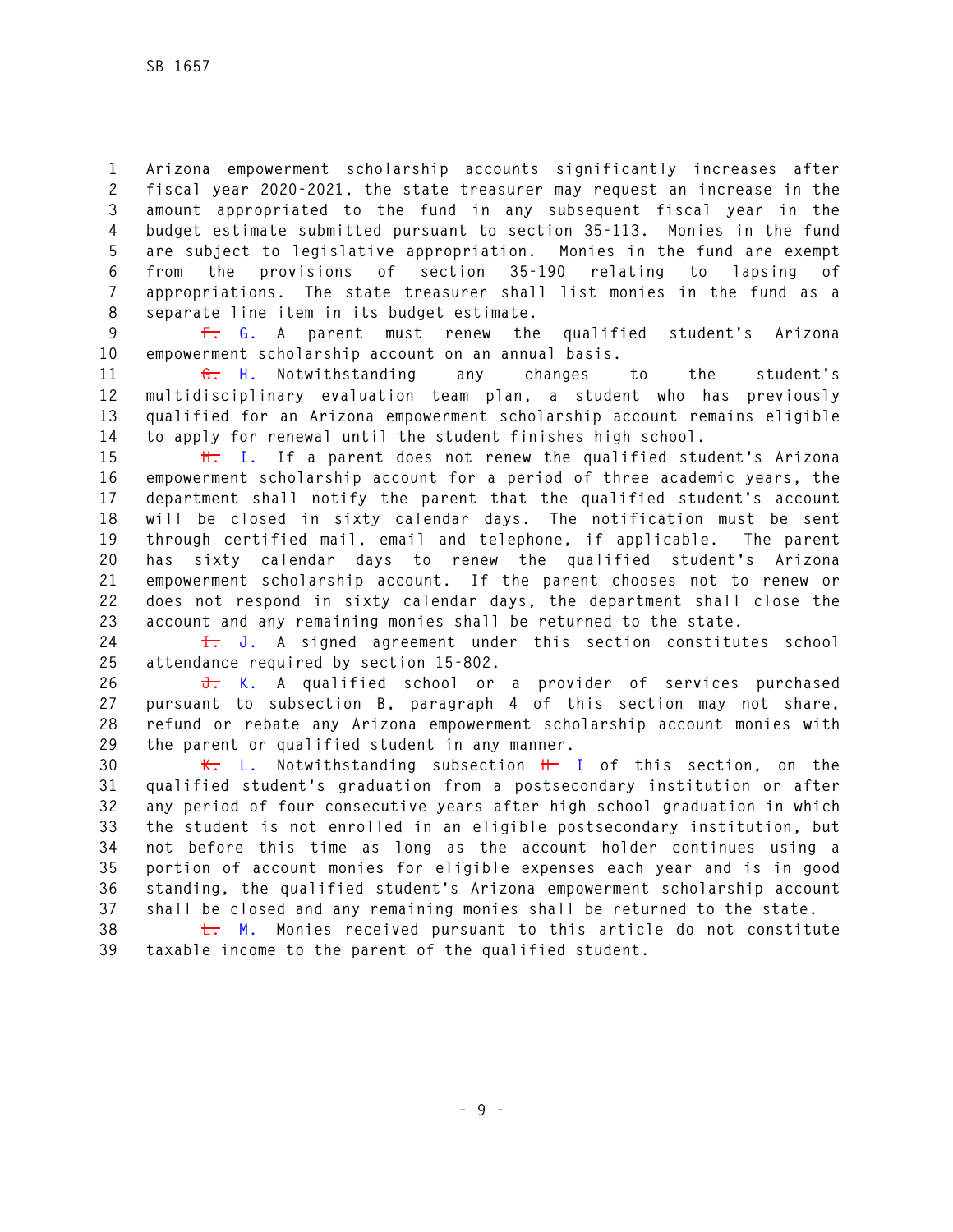Arizona empowerment scholarship accounts significantly increases after fiscal year 2020-2021, the state treasurer may request an increase in the amount appropriated to the fund in any subsequent fiscal year in the budget estimate submitted pursuant to section 35-113. Monies in the fund are subject to legislative appropriation. Monies in the fund are exempt from the provisions of section 35-190 relating to lapsing of appropriations. The state treasurer shall list monies in the fund as a separate line item in its budget estimate.

~~F.~~ G. A parent must renew the qualified student's Arizona empowerment scholarship account on an annual basis.

~~G.~~ H. Notwithstanding any changes to the student's multidisciplinary evaluation team plan, a student who has previously qualified for an Arizona empowerment scholarship account remains eligible to apply for renewal until the student finishes high school.

~~H.~~ I. If a parent does not renew the qualified student's Arizona empowerment scholarship account for a period of three academic years, the department shall notify the parent that the qualified student's account will be closed in sixty calendar days. The notification must be sent through certified mail, email and telephone, if applicable. The parent has sixty calendar days to renew the qualified student's Arizona empowerment scholarship account. If the parent chooses not to renew or does not respond in sixty calendar days, the department shall close the account and any remaining monies shall be returned to the state.

~~I.~~ J. A signed agreement under this section constitutes school attendance required by section 15-802.

~~J.~~ K. A qualified school or a provider of services purchased pursuant to subsection B, paragraph 4 of this section may not share, refund or rebate any Arizona empowerment scholarship account monies with the parent or qualified student in any manner.

~~K.~~ L. Notwithstanding subsection ~~H~~ I of this section, on the qualified student's graduation from a postsecondary institution or after any period of four consecutive years after high school graduation in which the student is not enrolled in an eligible postsecondary institution, but not before this time as long as the account holder continues using a portion of account monies for eligible expenses each year and is in good standing, the qualified student's Arizona empowerment scholarship account shall be closed and any remaining monies shall be returned to the state.

~~L.~~ M. Monies received pursuant to this article do not constitute taxable income to the parent of the qualified student.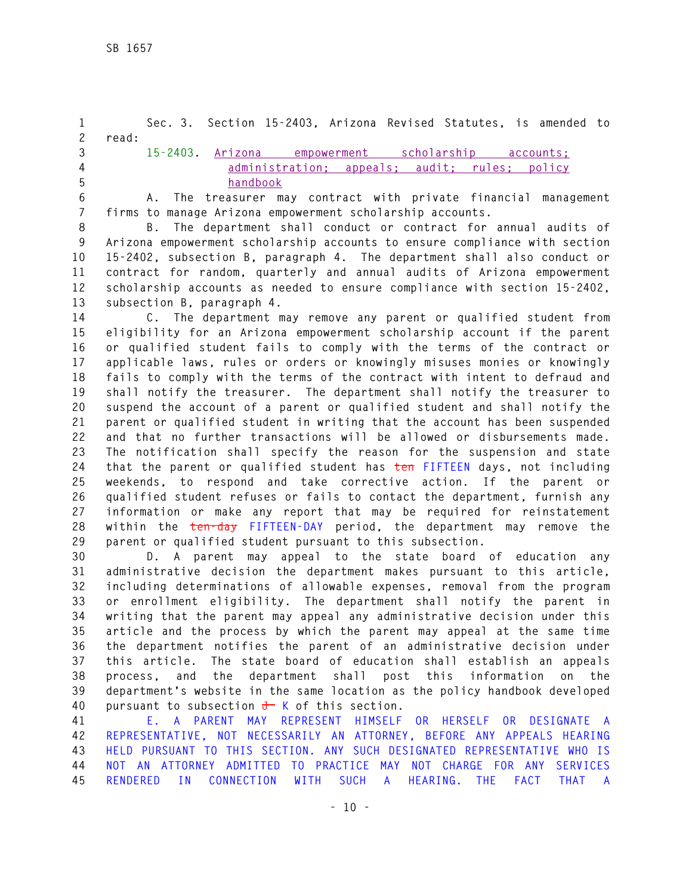Sec. 3. Section 15-2403, Arizona Revised Statutes, is amended to read:

15-2403. Arizona empowerment scholarship accounts; administration; appeals; audit; rules; policy handbook

A. The treasurer may contract with private financial management firms to manage Arizona empowerment scholarship accounts.

B. The department shall conduct or contract for annual audits of Arizona empowerment scholarship accounts to ensure compliance with section 15-2402, subsection B, paragraph 4. The department shall also conduct or contract for random, quarterly and annual audits of Arizona empowerment scholarship accounts as needed to ensure compliance with section 15-2402, subsection B, paragraph 4.

C. The department may remove any parent or qualified student from eligibility for an Arizona empowerment scholarship account if the parent or qualified student fails to comply with the terms of the contract or applicable laws, rules or orders or knowingly misuses monies or knowingly fails to comply with the terms of the contract with intent to defraud and shall notify the treasurer. The department shall notify the treasurer to suspend the account of a parent or qualified student and shall notify the parent or qualified student in writing that the account has been suspended and that no further transactions will be allowed or disbursements made. The notification shall specify the reason for the suspension and state that the parent or qualified student has ~~ten~~ FIFTEEN days, not including weekends, to respond and take corrective action. If the parent or qualified student refuses or fails to contact the department, furnish any information or make any report that may be required for reinstatement within the ~~ten-day~~ FIFTEEN-DAY period, the department may remove the parent or qualified student pursuant to this subsection.

D. A parent may appeal to the state board of education any administrative decision the department makes pursuant to this article, including determinations of allowable expenses, removal from the program or enrollment eligibility. The department shall notify the parent in writing that the parent may appeal any administrative decision under this article and the process by which the parent may appeal at the same time the department notifies the parent of an administrative decision under this article. The state board of education shall establish an appeals process, and the department shall post this information on the department's website in the same location as the policy handbook developed pursuant to subsection ~~J~~ K of this section.

E. A PARENT MAY REPRESENT HIMSELF OR HERSELF OR DESIGNATE A REPRESENTATIVE, NOT NECESSARILY AN ATTORNEY, BEFORE ANY APPEALS HEARING HELD PURSUANT TO THIS SECTION. ANY SUCH DESIGNATED REPRESENTATIVE WHO IS NOT AN ATTORNEY ADMITTED TO PRACTICE MAY NOT CHARGE FOR ANY SERVICES RENDERED IN CONNECTION WITH SUCH A HEARING. THE FACT THAT A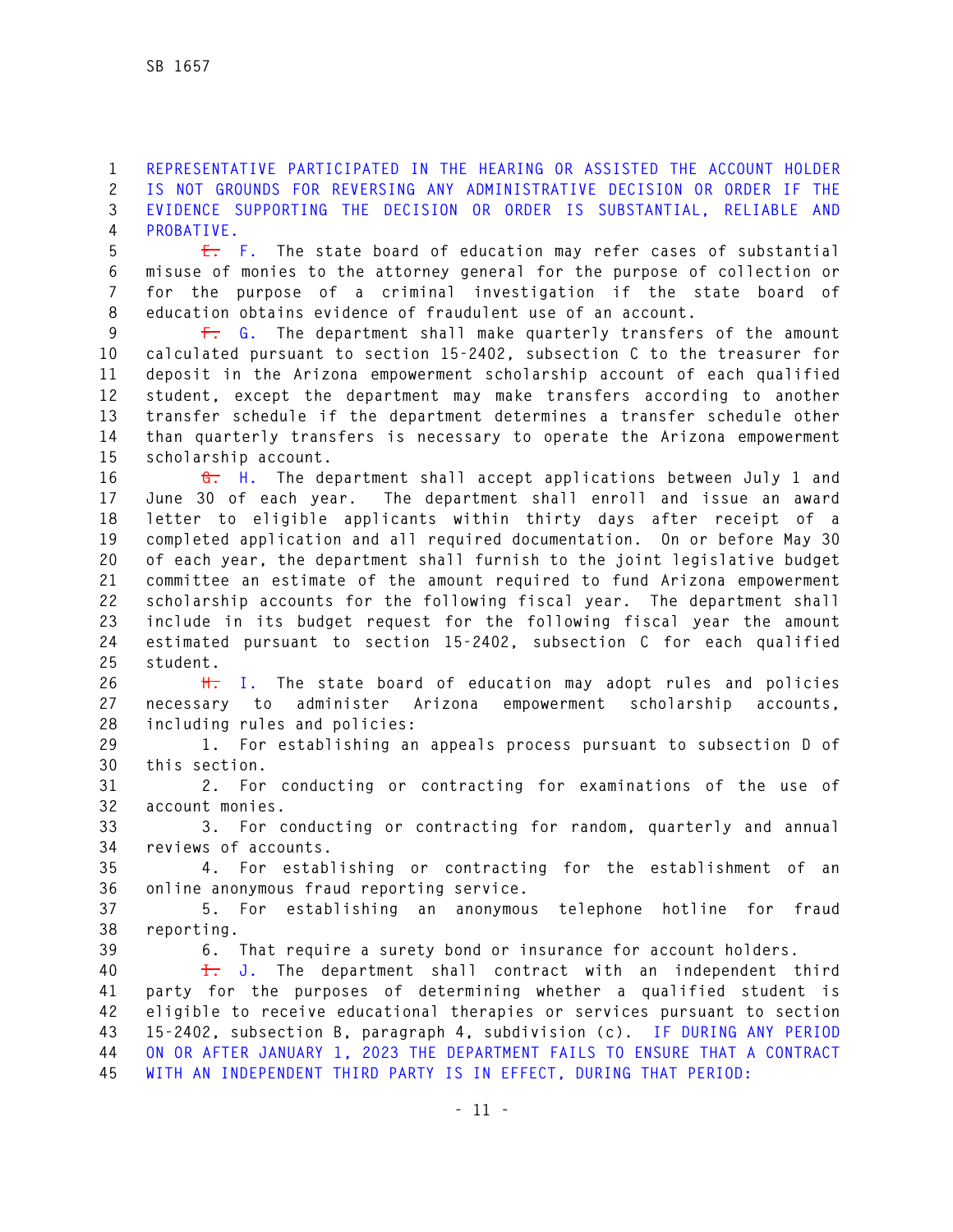REPRESENTATIVE PARTICIPATED IN THE HEARING OR ASSISTED THE ACCOUNT HOLDER IS NOT GROUNDS FOR REVERSING ANY ADMINISTRATIVE DECISION OR ORDER IF THE EVIDENCE SUPPORTING THE DECISION OR ORDER IS SUBSTANTIAL, RELIABLE AND PROBATIVE.

~~E.~~ F. The state board of education may refer cases of substantial misuse of monies to the attorney general for the purpose of collection or for the purpose of a criminal investigation if the state board of education obtains evidence of fraudulent use of an account.

~~F.~~ G. The department shall make quarterly transfers of the amount calculated pursuant to section 15-2402, subsection C to the treasurer for deposit in the Arizona empowerment scholarship account of each qualified student, except the department may make transfers according to another transfer schedule if the department determines a transfer schedule other than quarterly transfers is necessary to operate the Arizona empowerment scholarship account.

~~G.~~ H. The department shall accept applications between July 1 and June 30 of each year. The department shall enroll and issue an award letter to eligible applicants within thirty days after receipt of a completed application and all required documentation. On or before May 30 of each year, the department shall furnish to the joint legislative budget committee an estimate of the amount required to fund Arizona empowerment scholarship accounts for the following fiscal year. The department shall include in its budget request for the following fiscal year the amount estimated pursuant to section 15-2402, subsection C for each qualified student.

~~H.~~ I. The state board of education may adopt rules and policies necessary to administer Arizona empowerment scholarship accounts, including rules and policies:

1. For establishing an appeals process pursuant to subsection D of this section.
2. For conducting or contracting for examinations of the use of account monies.
3. For conducting or contracting for random, quarterly and annual reviews of accounts.
4. For establishing or contracting for the establishment of an online anonymous fraud reporting service.
5. For establishing an anonymous telephone hotline for fraud reporting.
6. That require a surety bond or insurance for account holders.

~~I.~~ J. The department shall contract with an independent third party for the purposes of determining whether a qualified student is eligible to receive educational therapies or services pursuant to section 15-2402, subsection B, paragraph 4, subdivision (c). IF DURING ANY PERIOD ON OR AFTER JANUARY 1, 2023 THE DEPARTMENT FAILS TO ENSURE THAT A CONTRACT WITH AN INDEPENDENT THIRD PARTY IS IN EFFECT, DURING THAT PERIOD: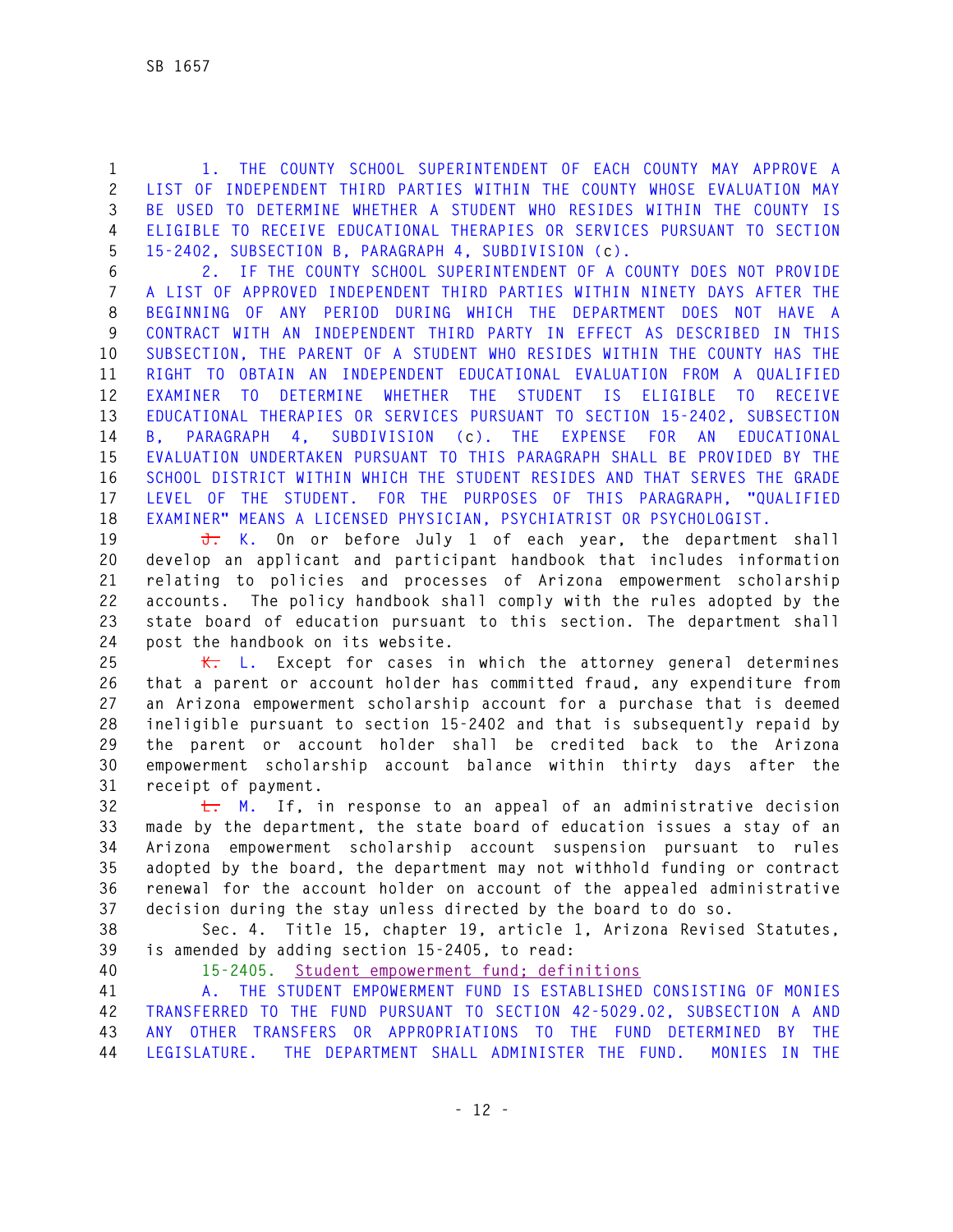1. THE COUNTY SCHOOL SUPERINTENDENT OF EACH COUNTY MAY APPROVE A LIST OF INDEPENDENT THIRD PARTIES WITHIN THE COUNTY WHOSE EVALUATION MAY BE USED TO DETERMINE WHETHER A STUDENT WHO RESIDES WITHIN THE COUNTY IS ELIGIBLE TO RECEIVE EDUCATIONAL THERAPIES OR SERVICES PURSUANT TO SECTION 15-2402, SUBSECTION B, PARAGRAPH 4, SUBDIVISION (c).

2. IF THE COUNTY SCHOOL SUPERINTENDENT OF A COUNTY DOES NOT PROVIDE A LIST OF APPROVED INDEPENDENT THIRD PARTIES WITHIN NINETY DAYS AFTER THE BEGINNING OF ANY PERIOD DURING WHICH THE DEPARTMENT DOES NOT HAVE A CONTRACT WITH AN INDEPENDENT THIRD PARTY IN EFFECT AS DESCRIBED IN THIS SUBSECTION, THE PARENT OF A STUDENT WHO RESIDES WITHIN THE COUNTY HAS THE RIGHT TO OBTAIN AN INDEPENDENT EDUCATIONAL EVALUATION FROM A QUALIFIED EXAMINER TO DETERMINE WHETHER THE STUDENT IS ELIGIBLE TO RECEIVE EDUCATIONAL THERAPIES OR SERVICES PURSUANT TO SECTION 15-2402, SUBSECTION B, PARAGRAPH 4, SUBDIVISION (c). THE EXPENSE FOR AN EDUCATIONAL EVALUATION UNDERTAKEN PURSUANT TO THIS PARAGRAPH SHALL BE PROVIDED BY THE SCHOOL DISTRICT WITHIN WHICH THE STUDENT RESIDES AND THAT SERVES THE GRADE LEVEL OF THE STUDENT. FOR THE PURPOSES OF THIS PARAGRAPH, "QUALIFIED EXAMINER" MEANS A LICENSED PHYSICIAN, PSYCHIATRIST OR PSYCHOLOGIST.

~~J.~~ K. On or before July 1 of each year, the department shall develop an applicant and participant handbook that includes information relating to policies and processes of Arizona empowerment scholarship accounts. The policy handbook shall comply with the rules adopted by the state board of education pursuant to this section. The department shall post the handbook on its website.

~~K.~~ L. Except for cases in which the attorney general determines that a parent or account holder has committed fraud, any expenditure from an Arizona empowerment scholarship account for a purchase that is deemed ineligible pursuant to section 15-2402 and that is subsequently repaid by the parent or account holder shall be credited back to the Arizona empowerment scholarship account balance within thirty days after the receipt of payment.

~~L.~~ M. If, in response to an appeal of an administrative decision made by the department, the state board of education issues a stay of an Arizona empowerment scholarship account suspension pursuant to rules adopted by the board, the department may not withhold funding or contract renewal for the account holder on account of the appealed administrative decision during the stay unless directed by the board to do so.

Sec. 4. Title 15, chapter 19, article 1, Arizona Revised Statutes, is amended by adding section 15-2405, to read:

15-2405. Student empowerment fund; definitions

A. THE STUDENT EMPOWERMENT FUND IS ESTABLISHED CONSISTING OF MONIES TRANSFERRED TO THE FUND PURSUANT TO SECTION 42-5029.02, SUBSECTION A AND ANY OTHER TRANSFERS OR APPROPRIATIONS TO THE FUND DETERMINED BY THE LEGISLATURE. THE DEPARTMENT SHALL ADMINISTER THE FUND. MONIES IN THE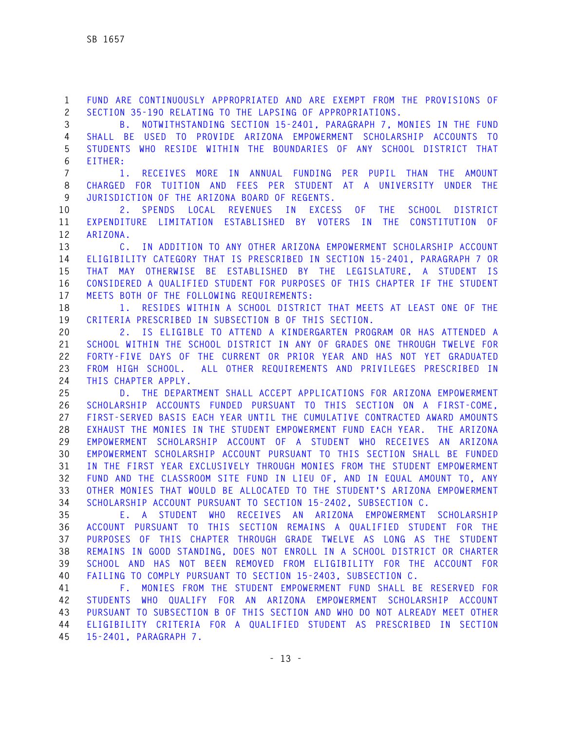FUND ARE CONTINUOUSLY APPROPRIATED AND ARE EXEMPT FROM THE PROVISIONS OF SECTION 35-190 RELATING TO THE LAPSING OF APPROPRIATIONS.

B. NOTWITHSTANDING SECTION 15-2401, PARAGRAPH 7, MONIES IN THE FUND SHALL BE USED TO PROVIDE ARIZONA EMPOWERMENT SCHOLARSHIP ACCOUNTS TO STUDENTS WHO RESIDE WITHIN THE BOUNDARIES OF ANY SCHOOL DISTRICT THAT EITHER:

1. RECEIVES MORE IN ANNUAL FUNDING PER PUPIL THAN THE AMOUNT CHARGED FOR TUITION AND FEES PER STUDENT AT A UNIVERSITY UNDER THE JURISDICTION OF THE ARIZONA BOARD OF REGENTS.

2. SPENDS LOCAL REVENUES IN EXCESS OF THE SCHOOL DISTRICT EXPENDITURE LIMITATION ESTABLISHED BY VOTERS IN THE CONSTITUTION OF ARIZONA.

C. IN ADDITION TO ANY OTHER ARIZONA EMPOWERMENT SCHOLARSHIP ACCOUNT ELIGIBILITY CATEGORY THAT IS PRESCRIBED IN SECTION 15-2401, PARAGRAPH 7 OR THAT MAY OTHERWISE BE ESTABLISHED BY THE LEGISLATURE, A STUDENT IS CONSIDERED A QUALIFIED STUDENT FOR PURPOSES OF THIS CHAPTER IF THE STUDENT MEETS BOTH OF THE FOLLOWING REQUIREMENTS:

1. RESIDES WITHIN A SCHOOL DISTRICT THAT MEETS AT LEAST ONE OF THE CRITERIA PRESCRIBED IN SUBSECTION B OF THIS SECTION.

2. IS ELIGIBLE TO ATTEND A KINDERGARTEN PROGRAM OR HAS ATTENDED A SCHOOL WITHIN THE SCHOOL DISTRICT IN ANY OF GRADES ONE THROUGH TWELVE FOR FORTY-FIVE DAYS OF THE CURRENT OR PRIOR YEAR AND HAS NOT YET GRADUATED FROM HIGH SCHOOL. ALL OTHER REQUIREMENTS AND PRIVILEGES PRESCRIBED IN THIS CHAPTER APPLY.

D. THE DEPARTMENT SHALL ACCEPT APPLICATIONS FOR ARIZONA EMPOWERMENT SCHOLARSHIP ACCOUNTS FUNDED PURSUANT TO THIS SECTION ON A FIRST-COME, FIRST-SERVED BASIS EACH YEAR UNTIL THE CUMULATIVE CONTRACTED AWARD AMOUNTS EXHAUST THE MONIES IN THE STUDENT EMPOWERMENT FUND EACH YEAR. THE ARIZONA EMPOWERMENT SCHOLARSHIP ACCOUNT OF A STUDENT WHO RECEIVES AN ARIZONA EMPOWERMENT SCHOLARSHIP ACCOUNT PURSUANT TO THIS SECTION SHALL BE FUNDED IN THE FIRST YEAR EXCLUSIVELY THROUGH MONIES FROM THE STUDENT EMPOWERMENT FUND AND THE CLASSROOM SITE FUND IN LIEU OF, AND IN EQUAL AMOUNT TO, ANY OTHER MONIES THAT WOULD BE ALLOCATED TO THE STUDENT'S ARIZONA EMPOWERMENT SCHOLARSHIP ACCOUNT PURSUANT TO SECTION 15-2402, SUBSECTION C.

E. A STUDENT WHO RECEIVES AN ARIZONA EMPOWERMENT SCHOLARSHIP ACCOUNT PURSUANT TO THIS SECTION REMAINS A QUALIFIED STUDENT FOR THE PURPOSES OF THIS CHAPTER THROUGH GRADE TWELVE AS LONG AS THE STUDENT REMAINS IN GOOD STANDING, DOES NOT ENROLL IN A SCHOOL DISTRICT OR CHARTER SCHOOL AND HAS NOT BEEN REMOVED FROM ELIGIBILITY FOR THE ACCOUNT FOR FAILING TO COMPLY PURSUANT TO SECTION 15-2403, SUBSECTION C.

F. MONIES FROM THE STUDENT EMPOWERMENT FUND SHALL BE RESERVED FOR STUDENTS WHO QUALIFY FOR AN ARIZONA EMPOWERMENT SCHOLARSHIP ACCOUNT PURSUANT TO SUBSECTION B OF THIS SECTION AND WHO DO NOT ALREADY MEET OTHER ELIGIBILITY CRITERIA FOR A QUALIFIED STUDENT AS PRESCRIBED IN SECTION 15-2401, PARAGRAPH 7.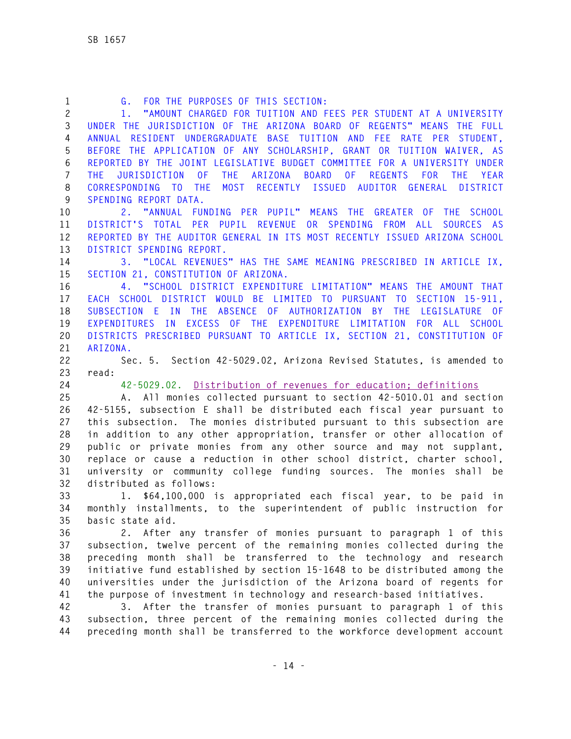G. FOR THE PURPOSES OF THIS SECTION:

1. "AMOUNT CHARGED FOR TUITION AND FEES PER STUDENT AT A UNIVERSITY UNDER THE JURISDICTION OF THE ARIZONA BOARD OF REGENTS" MEANS THE FULL ANNUAL RESIDENT UNDERGRADUATE BASE TUITION AND FEE RATE PER STUDENT, BEFORE THE APPLICATION OF ANY SCHOLARSHIP, GRANT OR TUITION WAIVER, AS REPORTED BY THE JOINT LEGISLATIVE BUDGET COMMITTEE FOR A UNIVERSITY UNDER THE JURISDICTION OF THE ARIZONA BOARD OF REGENTS FOR THE YEAR CORRESPONDING TO THE MOST RECENTLY ISSUED AUDITOR GENERAL DISTRICT SPENDING REPORT DATA.

2. "ANNUAL FUNDING PER PUPIL" MEANS THE GREATER OF THE SCHOOL DISTRICT'S TOTAL PER PUPIL REVENUE OR SPENDING FROM ALL SOURCES AS REPORTED BY THE AUDITOR GENERAL IN ITS MOST RECENTLY ISSUED ARIZONA SCHOOL DISTRICT SPENDING REPORT.

3. "LOCAL REVENUES" HAS THE SAME MEANING PRESCRIBED IN ARTICLE IX, SECTION 21, CONSTITUTION OF ARIZONA.

4. "SCHOOL DISTRICT EXPENDITURE LIMITATION" MEANS THE AMOUNT THAT EACH SCHOOL DISTRICT WOULD BE LIMITED TO PURSUANT TO SECTION 15-911, SUBSECTION E IN THE ABSENCE OF AUTHORIZATION BY THE LEGISLATURE OF EXPENDITURES IN EXCESS OF THE EXPENDITURE LIMITATION FOR ALL SCHOOL DISTRICTS PRESCRIBED PURSUANT TO ARTICLE IX, SECTION 21, CONSTITUTION OF ARIZONA.

Sec. 5. Section 42-5029.02, Arizona Revised Statutes, is amended to read:

42-5029.02. Distribution of revenues for education; definitions

A. All monies collected pursuant to section 42-5010.01 and section 42-5155, subsection E shall be distributed each fiscal year pursuant to this subsection. The monies distributed pursuant to this subsection are in addition to any other appropriation, transfer or other allocation of public or private monies from any other source and may not supplant, replace or cause a reduction in other school district, charter school, university or community college funding sources. The monies shall be distributed as follows:

1. $64,100,000 is appropriated each fiscal year, to be paid in monthly installments, to the superintendent of public instruction for basic state aid.

2. After any transfer of monies pursuant to paragraph 1 of this subsection, twelve percent of the remaining monies collected during the preceding month shall be transferred to the technology and research initiative fund established by section 15-1648 to be distributed among the universities under the jurisdiction of the Arizona board of regents for the purpose of investment in technology and research-based initiatives.

3. After the transfer of monies pursuant to paragraph 1 of this subsection, three percent of the remaining monies collected during the preceding month shall be transferred to the workforce development account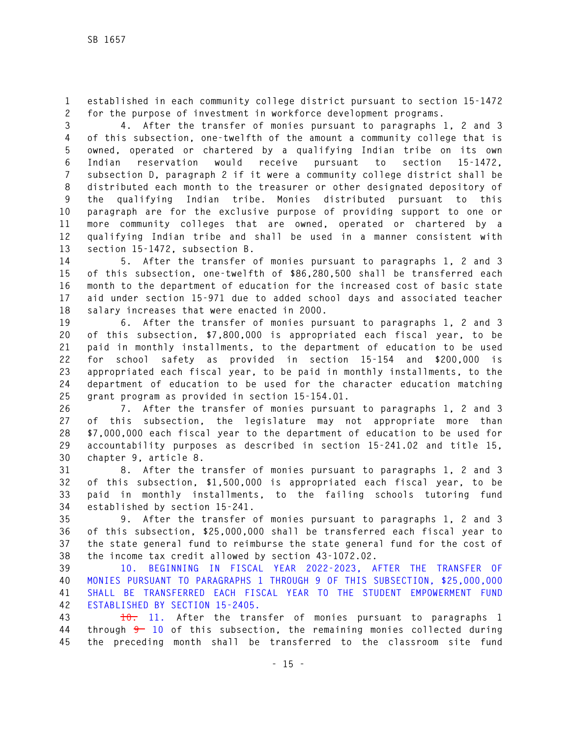established in each community college district pursuant to section 15-1472 for the purpose of investment in workforce development programs.

4. After the transfer of monies pursuant to paragraphs 1, 2 and 3 of this subsection, one-twelfth of the amount a community college that is owned, operated or chartered by a qualifying Indian tribe on its own Indian reservation would receive pursuant to section 15-1472, subsection D, paragraph 2 if it were a community college district shall be distributed each month to the treasurer or other designated depository of the qualifying Indian tribe. Monies distributed pursuant to this paragraph are for the exclusive purpose of providing support to one or more community colleges that are owned, operated or chartered by a qualifying Indian tribe and shall be used in a manner consistent with section 15-1472, subsection B.

5. After the transfer of monies pursuant to paragraphs 1, 2 and 3 of this subsection, one-twelfth of $86,280,500 shall be transferred each month to the department of education for the increased cost of basic state aid under section 15-971 due to added school days and associated teacher salary increases that were enacted in 2000.

6. After the transfer of monies pursuant to paragraphs 1, 2 and 3 of this subsection, $7,800,000 is appropriated each fiscal year, to be paid in monthly installments, to the department of education to be used for school safety as provided in section 15-154 and $200,000 is appropriated each fiscal year, to be paid in monthly installments, to the department of education to be used for the character education matching grant program as provided in section 15-154.01.

7. After the transfer of monies pursuant to paragraphs 1, 2 and 3 of this subsection, the legislature may not appropriate more than $7,000,000 each fiscal year to the department of education to be used for accountability purposes as described in section 15-241.02 and title 15, chapter 9, article 8.

8. After the transfer of monies pursuant to paragraphs 1, 2 and 3 of this subsection, $1,500,000 is appropriated each fiscal year, to be paid in monthly installments, to the failing schools tutoring fund established by section 15-241.

9. After the transfer of monies pursuant to paragraphs 1, 2 and 3 of this subsection, $25,000,000 shall be transferred each fiscal year to the state general fund to reimburse the state general fund for the cost of the income tax credit allowed by section 43-1072.02.

10. BEGINNING IN FISCAL YEAR 2022-2023, AFTER THE TRANSFER OF MONIES PURSUANT TO PARAGRAPHS 1 THROUGH 9 OF THIS SUBSECTION, $25,000,000 SHALL BE TRANSFERRED EACH FISCAL YEAR TO THE STUDENT EMPOWERMENT FUND ESTABLISHED BY SECTION 15-2405.

~~10.~~ 11. After the transfer of monies pursuant to paragraphs 1 through ~~9~~ 10 of this subsection, the remaining monies collected during the preceding month shall be transferred to the classroom site fund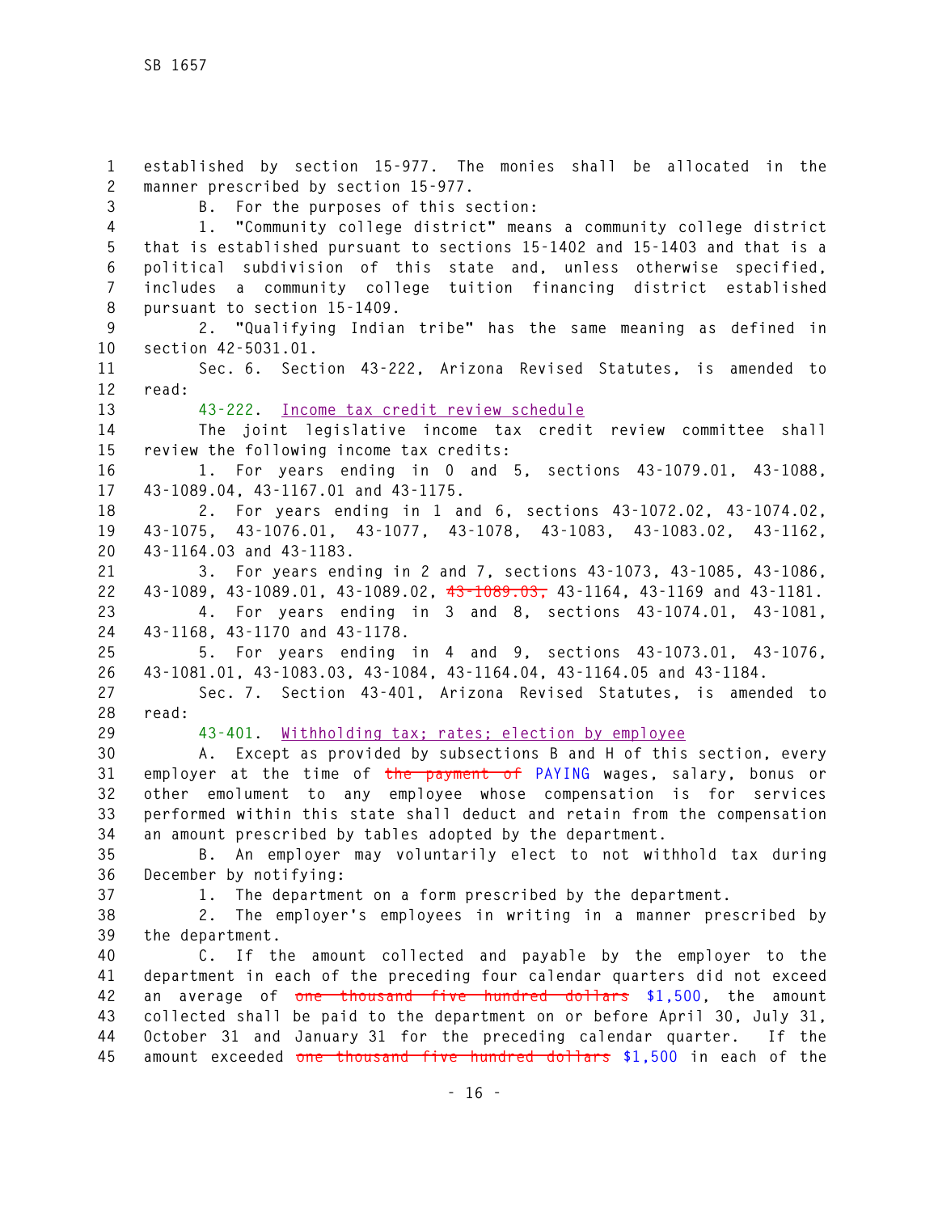established by section 15-977. The monies shall be allocated in the manner prescribed by section 15-977.

B. For the purposes of this section:

1. "Community college district" means a community college district that is established pursuant to sections 15-1402 and 15-1403 and that is a political subdivision of this state and, unless otherwise specified, includes a community college tuition financing district established pursuant to section 15-1409.

2. "Qualifying Indian tribe" has the same meaning as defined in section 42-5031.01.

Sec. 6. Section 43-222, Arizona Revised Statutes, is amended to read:

43-222. Income tax credit review schedule

The joint legislative income tax credit review committee shall review the following income tax credits:

1. For years ending in 0 and 5, sections 43-1079.01, 43-1088, 43-1089.04, 43-1167.01 and 43-1175.

2. For years ending in 1 and 6, sections 43-1072.02, 43-1074.02, 43-1075, 43-1076.01, 43-1077, 43-1078, 43-1083, 43-1083.02, 43-1162, 43-1164.03 and 43-1183.

3. For years ending in 2 and 7, sections 43-1073, 43-1085, 43-1086, 43-1089, 43-1089.01, 43-1089.02, ~~43-1089.03,~~ 43-1164, 43-1169 and 43-1181.

4. For years ending in 3 and 8, sections 43-1074.01, 43-1081, 43-1168, 43-1170 and 43-1178.

5. For years ending in 4 and 9, sections 43-1073.01, 43-1076, 43-1081.01, 43-1083.03, 43-1084, 43-1164.04, 43-1164.05 and 43-1184.

Sec. 7. Section 43-401, Arizona Revised Statutes, is amended to read:

43-401. Withholding tax; rates; election by employee

A. Except as provided by subsections B and H of this section, every employer at the time of ~~the payment of~~ PAYING wages, salary, bonus or other emolument to any employee whose compensation is for services performed within this state shall deduct and retain from the compensation an amount prescribed by tables adopted by the department.

B. An employer may voluntarily elect to not withhold tax during December by notifying:

1. The department on a form prescribed by the department.

2. The employer's employees in writing in a manner prescribed by the department.

C. If the amount collected and payable by the employer to the department in each of the preceding four calendar quarters did not exceed an average of ~~one thousand five hundred dollars~~ $1,500, the amount collected shall be paid to the department on or before April 30, July 31, October 31 and January 31 for the preceding calendar quarter. If the amount exceeded ~~one thousand five hundred dollars~~ $1,500 in each of the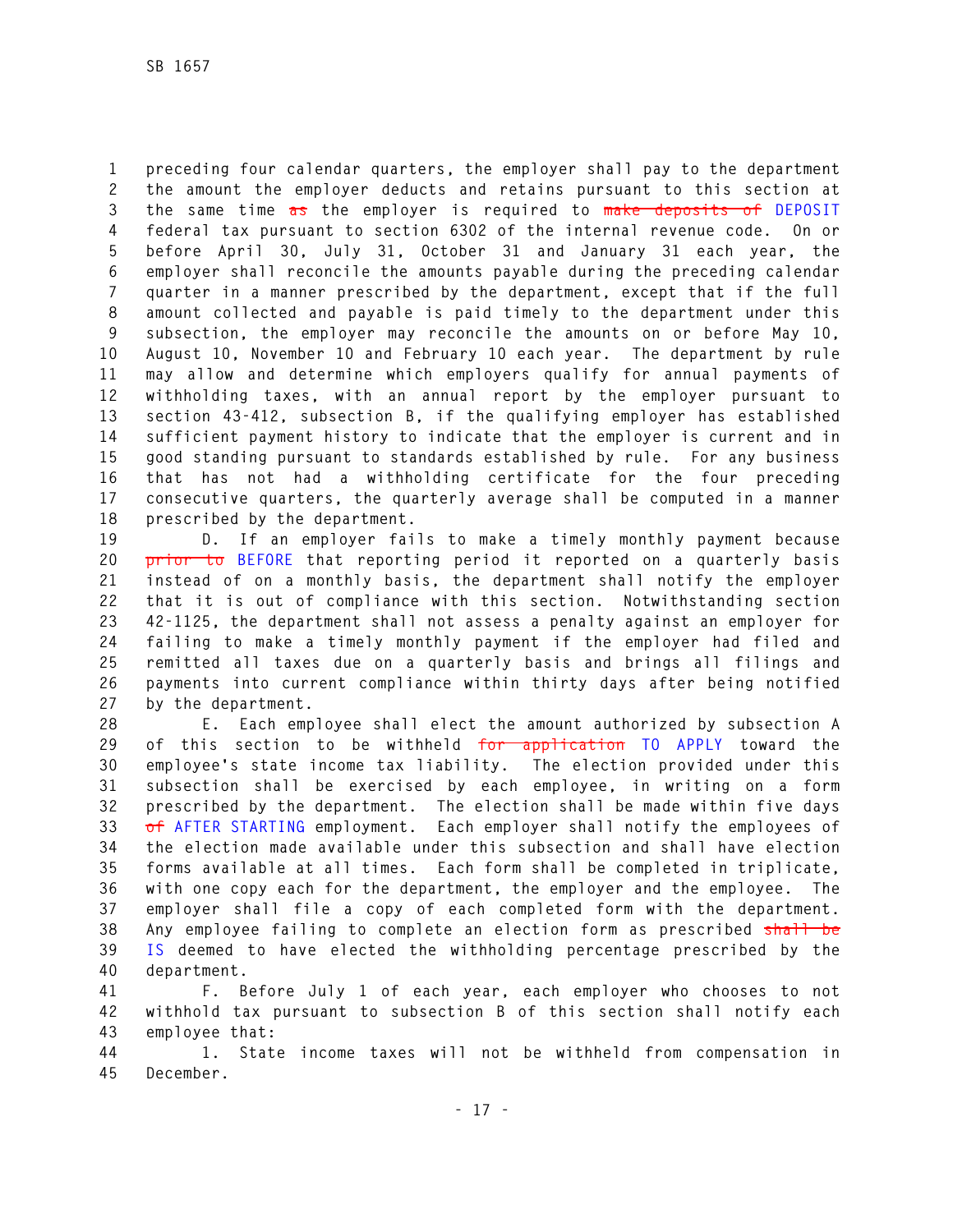preceding four calendar quarters, the employer shall pay to the department the amount the employer deducts and retains pursuant to this section at the same time ~~as~~ the employer is required to ~~make deposits of~~ DEPOSIT federal tax pursuant to section 6302 of the internal revenue code. On or before April 30, July 31, October 31 and January 31 each year, the employer shall reconcile the amounts payable during the preceding calendar quarter in a manner prescribed by the department, except that if the full amount collected and payable is paid timely to the department under this subsection, the employer may reconcile the amounts on or before May 10, August 10, November 10 and February 10 each year. The department by rule may allow and determine which employers qualify for annual payments of withholding taxes, with an annual report by the employer pursuant to section 43-412, subsection B, if the qualifying employer has established sufficient payment history to indicate that the employer is current and in good standing pursuant to standards established by rule. For any business that has not had a withholding certificate for the four preceding consecutive quarters, the quarterly average shall be computed in a manner prescribed by the department.

D. If an employer fails to make a timely monthly payment because ~~prior to~~ BEFORE that reporting period it reported on a quarterly basis instead of on a monthly basis, the department shall notify the employer that it is out of compliance with this section. Notwithstanding section 42-1125, the department shall not assess a penalty against an employer for failing to make a timely monthly payment if the employer had filed and remitted all taxes due on a quarterly basis and brings all filings and payments into current compliance within thirty days after being notified by the department.

E. Each employee shall elect the amount authorized by subsection A of this section to be withheld ~~for application~~ TO APPLY toward the employee's state income tax liability. The election provided under this subsection shall be exercised by each employee, in writing on a form prescribed by the department. The election shall be made within five days ~~of~~ AFTER STARTING employment. Each employer shall notify the employees of the election made available under this subsection and shall have election forms available at all times. Each form shall be completed in triplicate, with one copy each for the department, the employer and the employee. The employer shall file a copy of each completed form with the department. Any employee failing to complete an election form as prescribed ~~shall be~~ IS deemed to have elected the withholding percentage prescribed by the department.

F. Before July 1 of each year, each employer who chooses to not withhold tax pursuant to subsection B of this section shall notify each employee that:

1. State income taxes will not be withheld from compensation in December.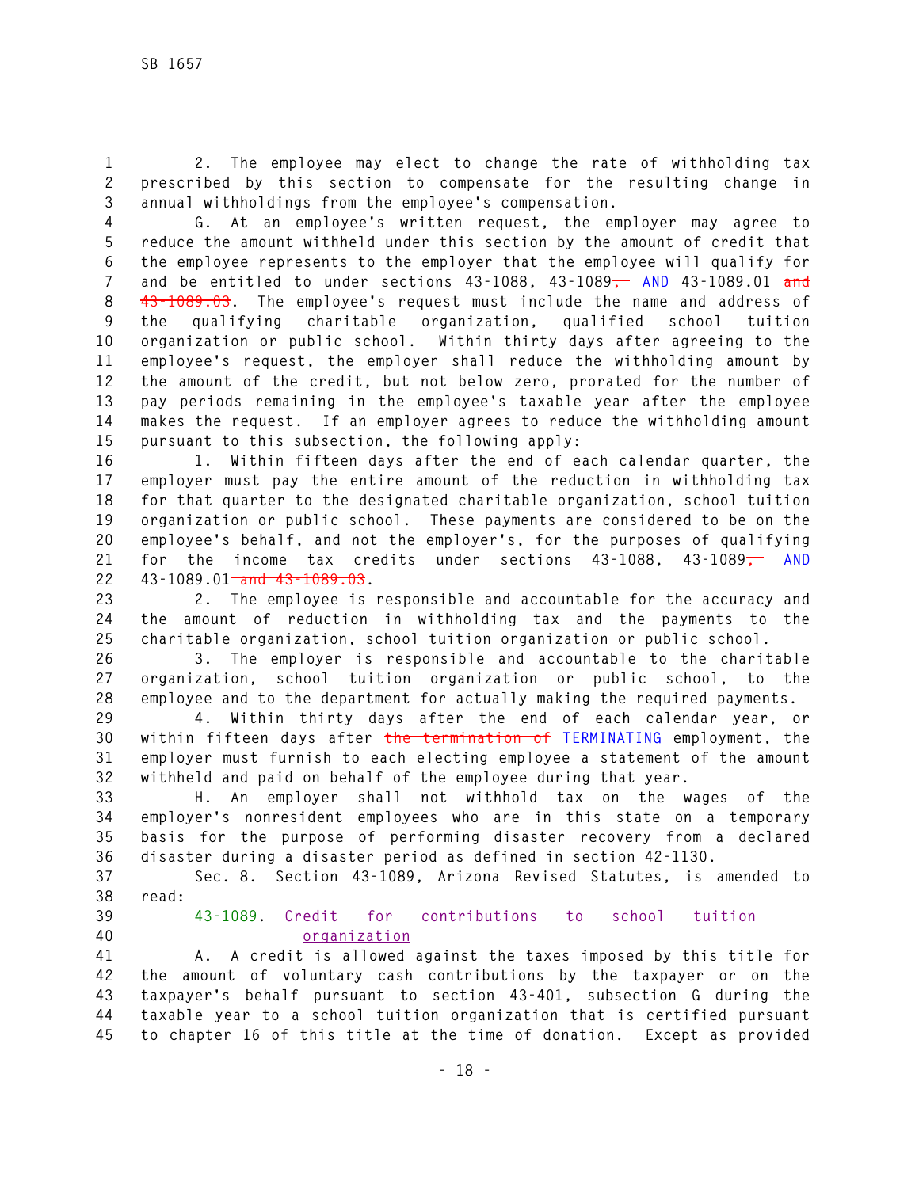2. The employee may elect to change the rate of withholding tax prescribed by this section to compensate for the resulting change in annual withholdings from the employee's compensation.

G. At an employee's written request, the employer may agree to reduce the amount withheld under this section by the amount of credit that the employee represents to the employer that the employee will qualify for and be entitled to under sections 43-1088, 43-1089~~,~~ AND 43-1089.01 ~~and 43-1089.03~~. The employee's request must include the name and address of the qualifying charitable organization, qualified school tuition organization or public school. Within thirty days after agreeing to the employee's request, the employer shall reduce the withholding amount by the amount of the credit, but not below zero, prorated for the number of pay periods remaining in the employee's taxable year after the employee makes the request. If an employer agrees to reduce the withholding amount pursuant to this subsection, the following apply:

1. Within fifteen days after the end of each calendar quarter, the employer must pay the entire amount of the reduction in withholding tax for that quarter to the designated charitable organization, school tuition organization or public school. These payments are considered to be on the employee's behalf, and not the employer's, for the purposes of qualifying for the income tax credits under sections 43-1088, 43-1089~~,~~ AND 43-1089.01 ~~and 43-1089.03~~.

2. The employee is responsible and accountable for the accuracy and the amount of reduction in withholding tax and the payments to the charitable organization, school tuition organization or public school.

3. The employer is responsible and accountable to the charitable organization, school tuition organization or public school, to the employee and to the department for actually making the required payments.

4. Within thirty days after the end of each calendar year, or within fifteen days after ~~the termination of~~ TERMINATING employment, the employer must furnish to each electing employee a statement of the amount withheld and paid on behalf of the employee during that year.

H. An employer shall not withhold tax on the wages of the employer's nonresident employees who are in this state on a temporary basis for the purpose of performing disaster recovery from a declared disaster during a disaster period as defined in section 42-1130.

Sec. 8. Section 43-1089, Arizona Revised Statutes, is amended to read:

43-1089. Credit for contributions to school tuition organization

A. A credit is allowed against the taxes imposed by this title for the amount of voluntary cash contributions by the taxpayer or on the taxpayer's behalf pursuant to section 43-401, subsection G during the taxable year to a school tuition organization that is certified pursuant to chapter 16 of this title at the time of donation. Except as provided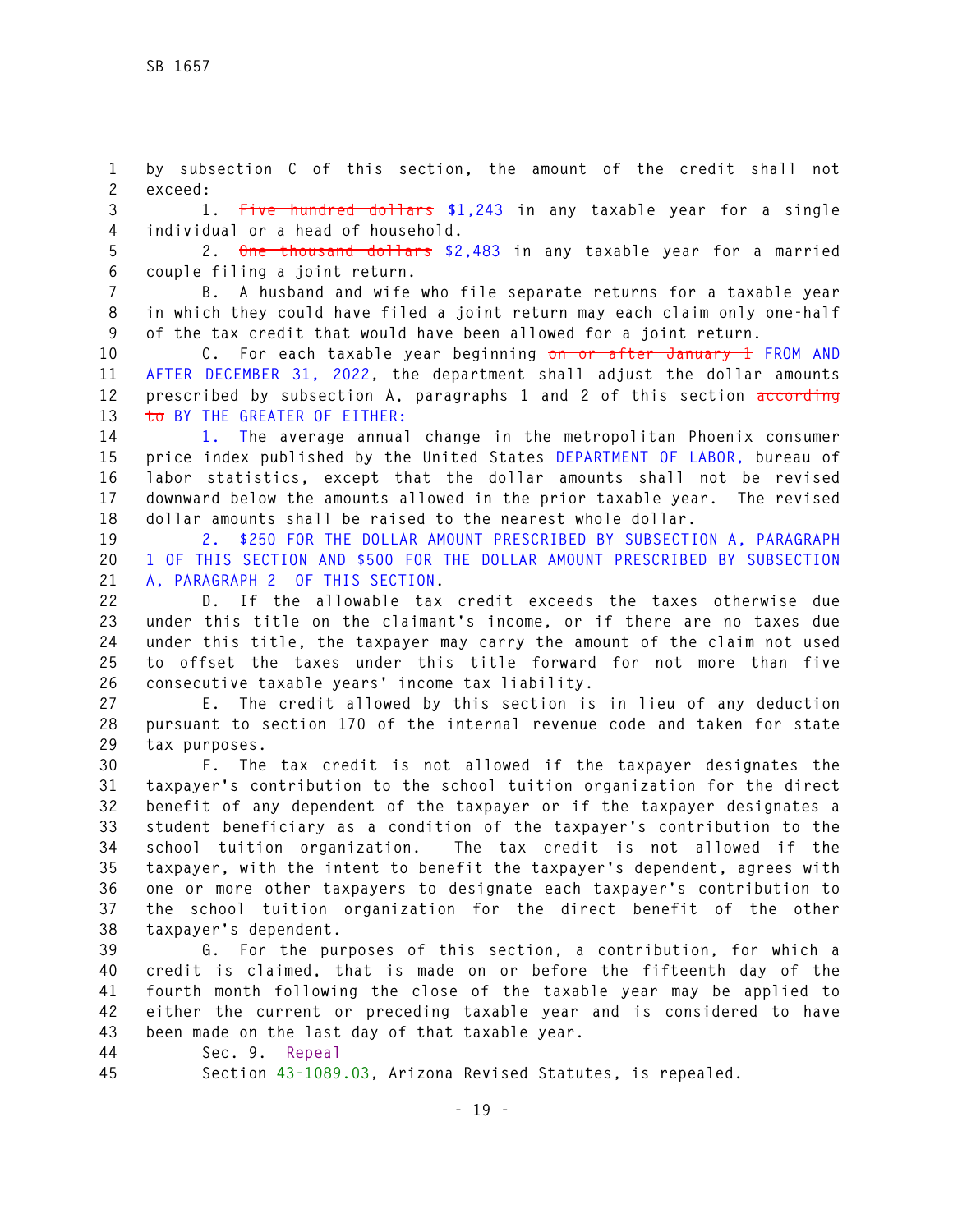by subsection C of this section, the amount of the credit shall not exceed:

1. ~~Five hundred dollars~~ $1,243 in any taxable year for a single individual or a head of household.

2. ~~One thousand dollars~~ $2,483 in any taxable year for a married couple filing a joint return.

B. A husband and wife who file separate returns for a taxable year in which they could have filed a joint return may each claim only one-half of the tax credit that would have been allowed for a joint return.

C. For each taxable year beginning ~~on or after January 1~~ FROM AND AFTER DECEMBER 31, 2022, the department shall adjust the dollar amounts prescribed by subsection A, paragraphs 1 and 2 of this section ~~according to~~ BY THE GREATER OF EITHER:

1. The average annual change in the metropolitan Phoenix consumer price index published by the United States DEPARTMENT OF LABOR, bureau of labor statistics, except that the dollar amounts shall not be revised downward below the amounts allowed in the prior taxable year. The revised dollar amounts shall be raised to the nearest whole dollar.

2. $250 FOR THE DOLLAR AMOUNT PRESCRIBED BY SUBSECTION A, PARAGRAPH 1 OF THIS SECTION AND $500 FOR THE DOLLAR AMOUNT PRESCRIBED BY SUBSECTION A, PARAGRAPH 2 OF THIS SECTION.

D. If the allowable tax credit exceeds the taxes otherwise due under this title on the claimant's income, or if there are no taxes due under this title, the taxpayer may carry the amount of the claim not used to offset the taxes under this title forward for not more than five consecutive taxable years' income tax liability.

E. The credit allowed by this section is in lieu of any deduction pursuant to section 170 of the internal revenue code and taken for state tax purposes.

F. The tax credit is not allowed if the taxpayer designates the taxpayer's contribution to the school tuition organization for the direct benefit of any dependent of the taxpayer or if the taxpayer designates a student beneficiary as a condition of the taxpayer's contribution to the school tuition organization. The tax credit is not allowed if the taxpayer, with the intent to benefit the taxpayer's dependent, agrees with one or more other taxpayers to designate each taxpayer's contribution to the school tuition organization for the direct benefit of the other taxpayer's dependent.

G. For the purposes of this section, a contribution, for which a credit is claimed, that is made on or before the fifteenth day of the fourth month following the close of the taxable year may be applied to either the current or preceding taxable year and is considered to have been made on the last day of that taxable year.

Sec. 9. Repeal

Section 43-1089.03, Arizona Revised Statutes, is repealed.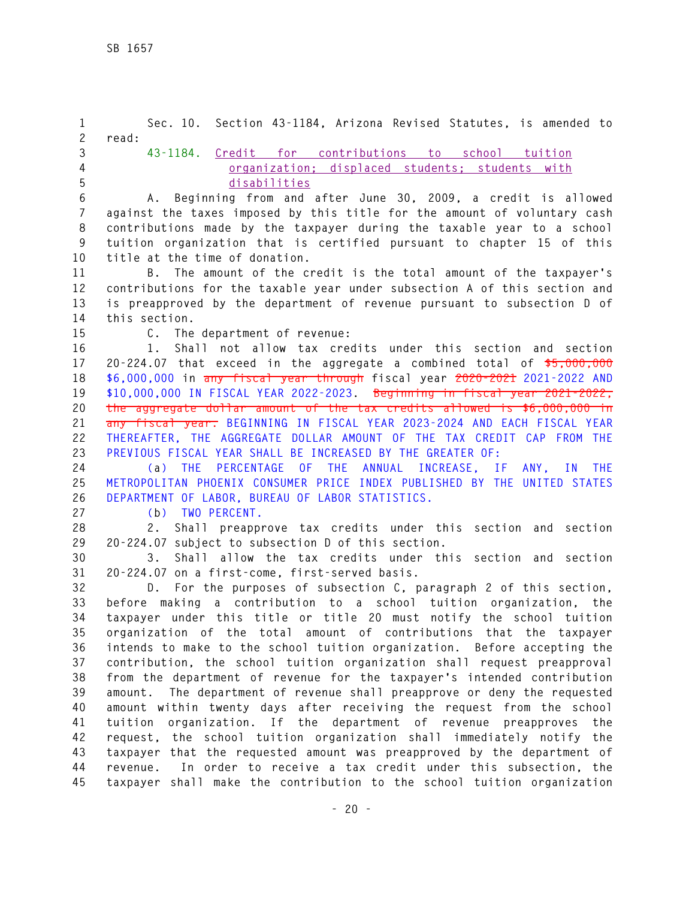Sec. 10. Section 43-1184, Arizona Revised Statutes, is amended to read:

43-1184. Credit for contributions to school tuition organization; displaced students; students with disabilities

A. Beginning from and after June 30, 2009, a credit is allowed against the taxes imposed by this title for the amount of voluntary cash contributions made by the taxpayer during the taxable year to a school tuition organization that is certified pursuant to chapter 15 of this title at the time of donation.

B. The amount of the credit is the total amount of the taxpayer's contributions for the taxable year under subsection A of this section and is preapproved by the department of revenue pursuant to subsection D of this section.

C. The department of revenue:

1. Shall not allow tax credits under this section and section 20-224.07 that exceed in the aggregate a combined total of ~~$5,000,000~~ $6,000,000 in ~~any fiscal year through~~ fiscal year ~~2020-2021~~ 2021-2022 AND $10,000,000 IN FISCAL YEAR 2022-2023. ~~Beginning in fiscal year 2021-2022, the aggregate dollar amount of the tax credits allowed is $6,000,000 in any fiscal year.~~ BEGINNING IN FISCAL YEAR 2023-2024 AND EACH FISCAL YEAR THEREAFTER, THE AGGREGATE DOLLAR AMOUNT OF THE TAX CREDIT CAP FROM THE PREVIOUS FISCAL YEAR SHALL BE INCREASED BY THE GREATER OF:

(a) THE PERCENTAGE OF THE ANNUAL INCREASE, IF ANY, IN THE METROPOLITAN PHOENIX CONSUMER PRICE INDEX PUBLISHED BY THE UNITED STATES DEPARTMENT OF LABOR, BUREAU OF LABOR STATISTICS.

(b) TWO PERCENT.

2. Shall preapprove tax credits under this section and section 20-224.07 subject to subsection D of this section.

3. Shall allow the tax credits under this section and section 20-224.07 on a first-come, first-served basis.

D. For the purposes of subsection C, paragraph 2 of this section, before making a contribution to a school tuition organization, the taxpayer under this title or title 20 must notify the school tuition organization of the total amount of contributions that the taxpayer intends to make to the school tuition organization. Before accepting the contribution, the school tuition organization shall request preapproval from the department of revenue for the taxpayer's intended contribution amount. The department of revenue shall preapprove or deny the requested amount within twenty days after receiving the request from the school tuition organization. If the department of revenue preapproves the request, the school tuition organization shall immediately notify the taxpayer that the requested amount was preapproved by the department of revenue. In order to receive a tax credit under this subsection, the taxpayer shall make the contribution to the school tuition organization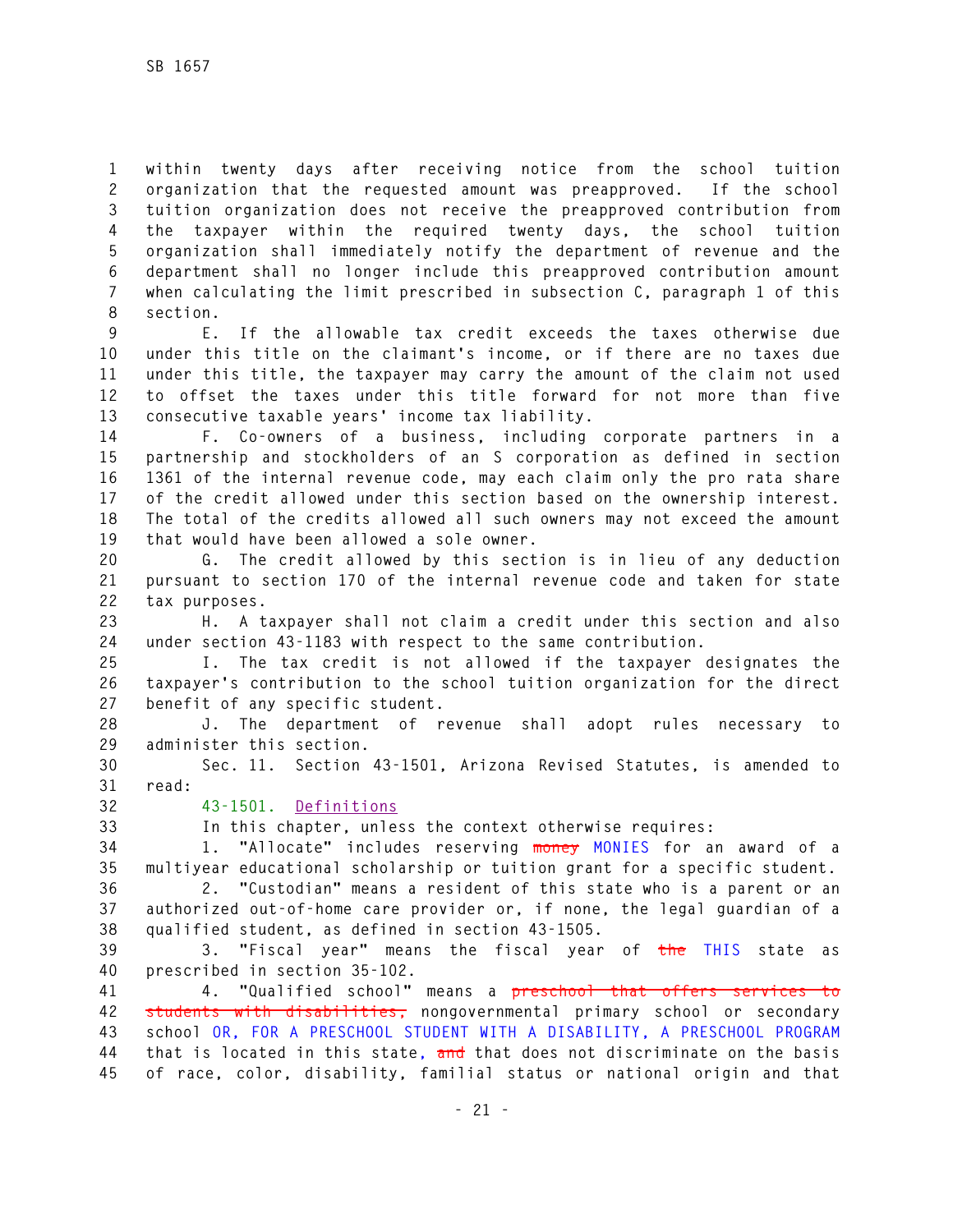within twenty days after receiving notice from the school tuition organization that the requested amount was preapproved. If the school tuition organization does not receive the preapproved contribution from the taxpayer within the required twenty days, the school tuition organization shall immediately notify the department of revenue and the department shall no longer include this preapproved contribution amount when calculating the limit prescribed in subsection C, paragraph 1 of this section.

E. If the allowable tax credit exceeds the taxes otherwise due under this title on the claimant's income, or if there are no taxes due under this title, the taxpayer may carry the amount of the claim not used to offset the taxes under this title forward for not more than five consecutive taxable years' income tax liability.

F. Co-owners of a business, including corporate partners in a partnership and stockholders of an S corporation as defined in section 1361 of the internal revenue code, may each claim only the pro rata share of the credit allowed under this section based on the ownership interest. The total of the credits allowed all such owners may not exceed the amount that would have been allowed a sole owner.

G. The credit allowed by this section is in lieu of any deduction pursuant to section 170 of the internal revenue code and taken for state tax purposes.

H. A taxpayer shall not claim a credit under this section and also under section 43-1183 with respect to the same contribution.

I. The tax credit is not allowed if the taxpayer designates the taxpayer's contribution to the school tuition organization for the direct benefit of any specific student.

J. The department of revenue shall adopt rules necessary to administer this section.

Sec. 11. Section 43-1501, Arizona Revised Statutes, is amended to read:

43-1501. Definitions

In this chapter, unless the context otherwise requires:

1. "Allocate" includes reserving ~~money~~ MONIES for an award of a multiyear educational scholarship or tuition grant for a specific student.

2. "Custodian" means a resident of this state who is a parent or an authorized out-of-home care provider or, if none, the legal guardian of a qualified student, as defined in section 43-1505.

3. "Fiscal year" means the fiscal year of ~~the~~ THIS state as prescribed in section 35-102.

4. "Qualified school" means a ~~preschool that offers services to students with disabilities,~~ nongovernmental primary school or secondary school OR, FOR A PRESCHOOL STUDENT WITH A DISABILITY, A PRESCHOOL PROGRAM that is located in this state, ~~and~~ that does not discriminate on the basis of race, color, disability, familial status or national origin and that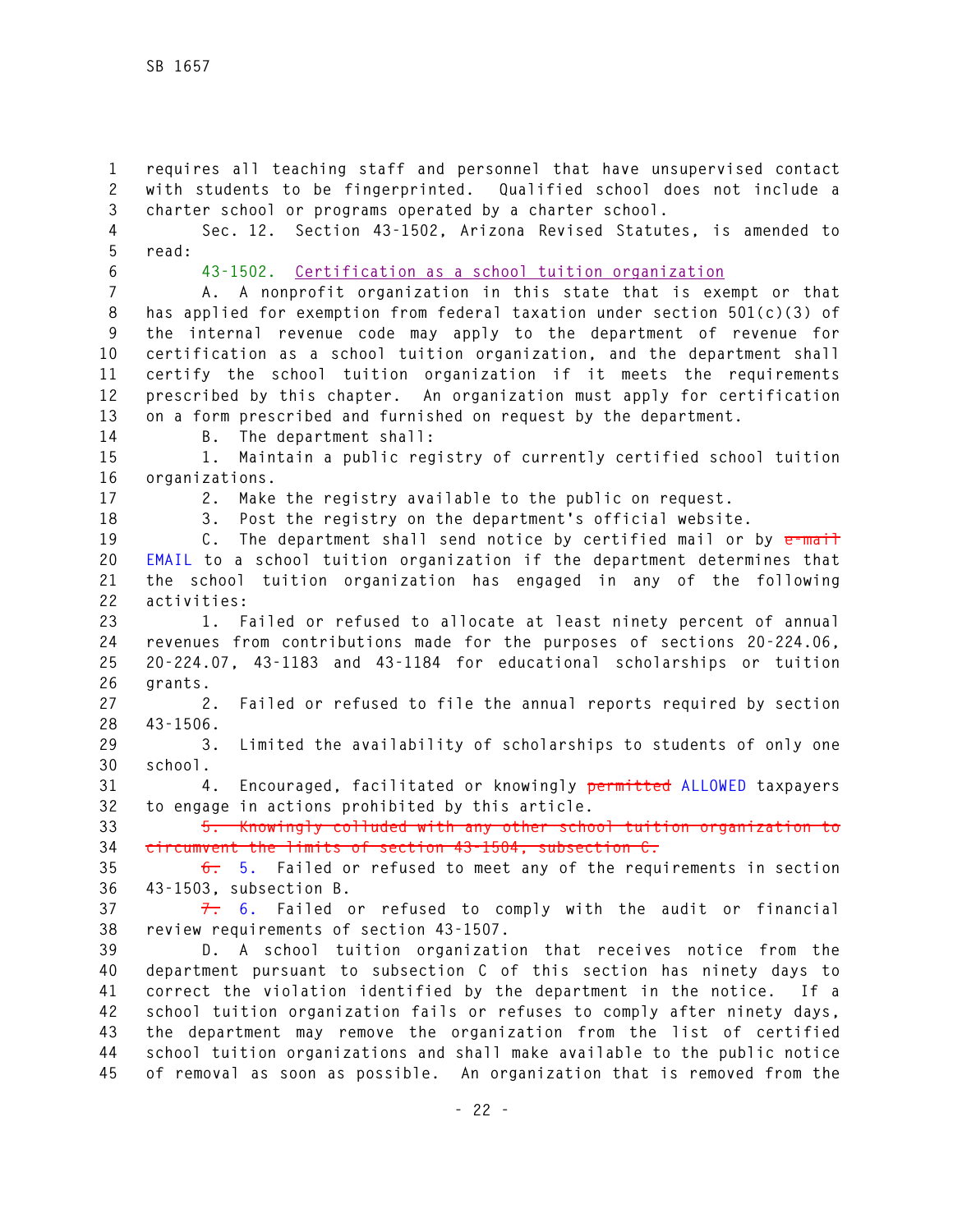requires all teaching staff and personnel that have unsupervised contact with students to be fingerprinted. Qualified school does not include a charter school or programs operated by a charter school.

Sec. 12. Section 43-1502, Arizona Revised Statutes, is amended to read:

43-1502. Certification as a school tuition organization

A. A nonprofit organization in this state that is exempt or that has applied for exemption from federal taxation under section 501(c)(3) of the internal revenue code may apply to the department of revenue for certification as a school tuition organization, and the department shall certify the school tuition organization if it meets the requirements prescribed by this chapter. An organization must apply for certification on a form prescribed and furnished on request by the department.

B. The department shall:

1. Maintain a public registry of currently certified school tuition organizations.

2. Make the registry available to the public on request.

3. Post the registry on the department's official website.

C. The department shall send notice by certified mail or by ~~e-mail~~ EMAIL to a school tuition organization if the department determines that the school tuition organization has engaged in any of the following activities:

1. Failed or refused to allocate at least ninety percent of annual revenues from contributions made for the purposes of sections 20-224.06, 20-224.07, 43-1183 and 43-1184 for educational scholarships or tuition grants.

2. Failed or refused to file the annual reports required by section 43-1506.

3. Limited the availability of scholarships to students of only one school.

4. Encouraged, facilitated or knowingly ~~permitted~~ ALLOWED taxpayers to engage in actions prohibited by this article.

~~5. Knowingly colluded with any other school tuition organization to circumvent the limits of section 43-1504, subsection C.~~

~~6.~~ 5. Failed or refused to meet any of the requirements in section 43-1503, subsection B.

~~7.~~ 6. Failed or refused to comply with the audit or financial review requirements of section 43-1507.

D. A school tuition organization that receives notice from the department pursuant to subsection C of this section has ninety days to correct the violation identified by the department in the notice. If a school tuition organization fails or refuses to comply after ninety days, the department may remove the organization from the list of certified school tuition organizations and shall make available to the public notice of removal as soon as possible. An organization that is removed from the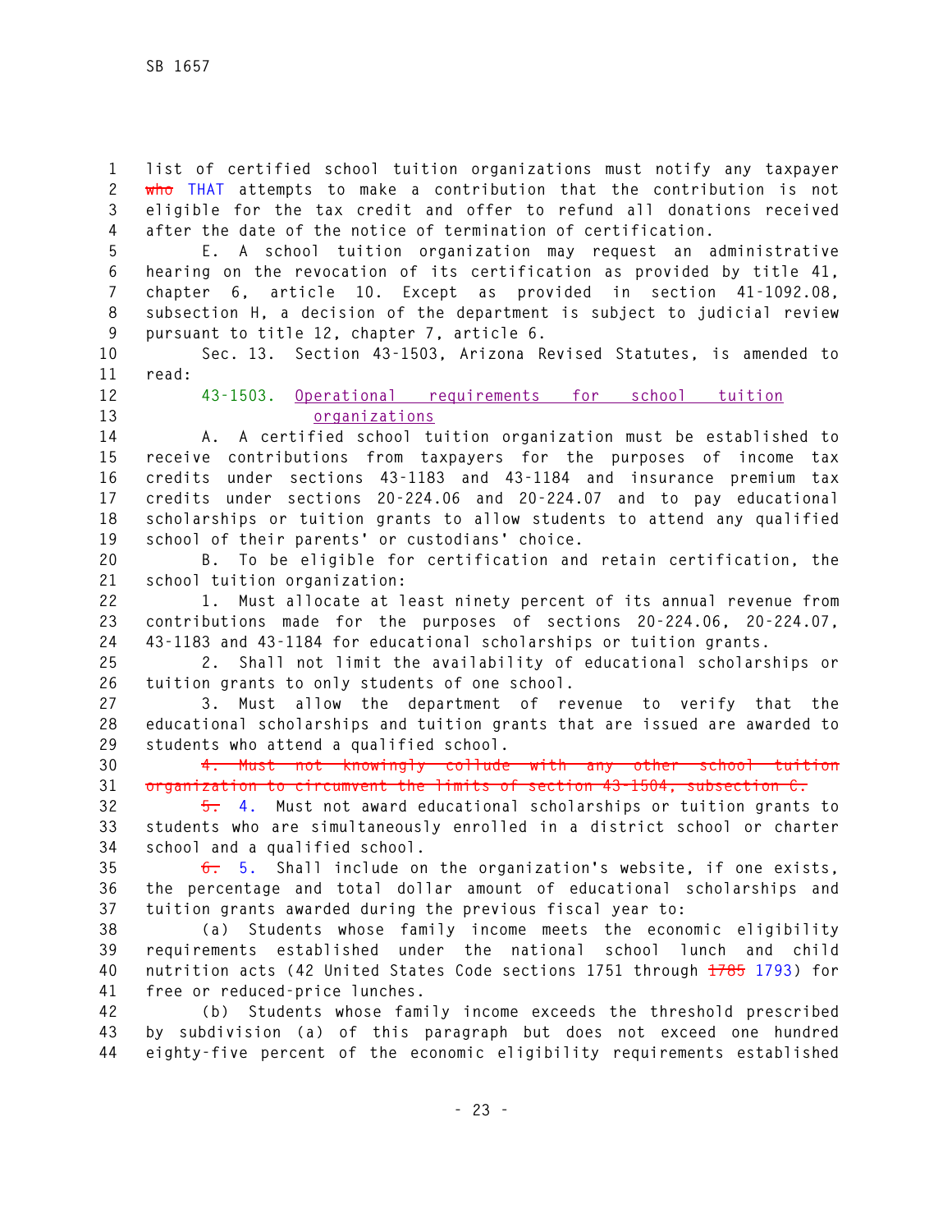list of certified school tuition organizations must notify any taxpayer ~~who~~ THAT attempts to make a contribution that the contribution is not eligible for the tax credit and offer to refund all donations received after the date of the notice of termination of certification.

E. A school tuition organization may request an administrative hearing on the revocation of its certification as provided by title 41, chapter 6, article 10. Except as provided in section 41-1092.08, subsection H, a decision of the department is subject to judicial review pursuant to title 12, chapter 7, article 6.

Sec. 13. Section 43-1503, Arizona Revised Statutes, is amended to read:

43-1503. Operational requirements for school tuition organizations

A. A certified school tuition organization must be established to receive contributions from taxpayers for the purposes of income tax credits under sections 43-1183 and 43-1184 and insurance premium tax credits under sections 20-224.06 and 20-224.07 and to pay educational scholarships or tuition grants to allow students to attend any qualified school of their parents' or custodians' choice.

B. To be eligible for certification and retain certification, the school tuition organization:

1. Must allocate at least ninety percent of its annual revenue from contributions made for the purposes of sections 20-224.06, 20-224.07, 43-1183 and 43-1184 for educational scholarships or tuition grants.

2. Shall not limit the availability of educational scholarships or tuition grants to only students of one school.

3. Must allow the department of revenue to verify that the educational scholarships and tuition grants that are issued are awarded to students who attend a qualified school.

~~4. Must not knowingly collude with any other school tuition organization to circumvent the limits of section 43-1504, subsection C.~~

~~5.~~ 4. Must not award educational scholarships or tuition grants to students who are simultaneously enrolled in a district school or charter school and a qualified school.

~~6.~~ 5. Shall include on the organization's website, if one exists, the percentage and total dollar amount of educational scholarships and tuition grants awarded during the previous fiscal year to:

(a) Students whose family income meets the economic eligibility requirements established under the national school lunch and child nutrition acts (42 United States Code sections 1751 through ~~1785~~ 1793) for free or reduced-price lunches.

(b) Students whose family income exceeds the threshold prescribed by subdivision (a) of this paragraph but does not exceed one hundred eighty-five percent of the economic eligibility requirements established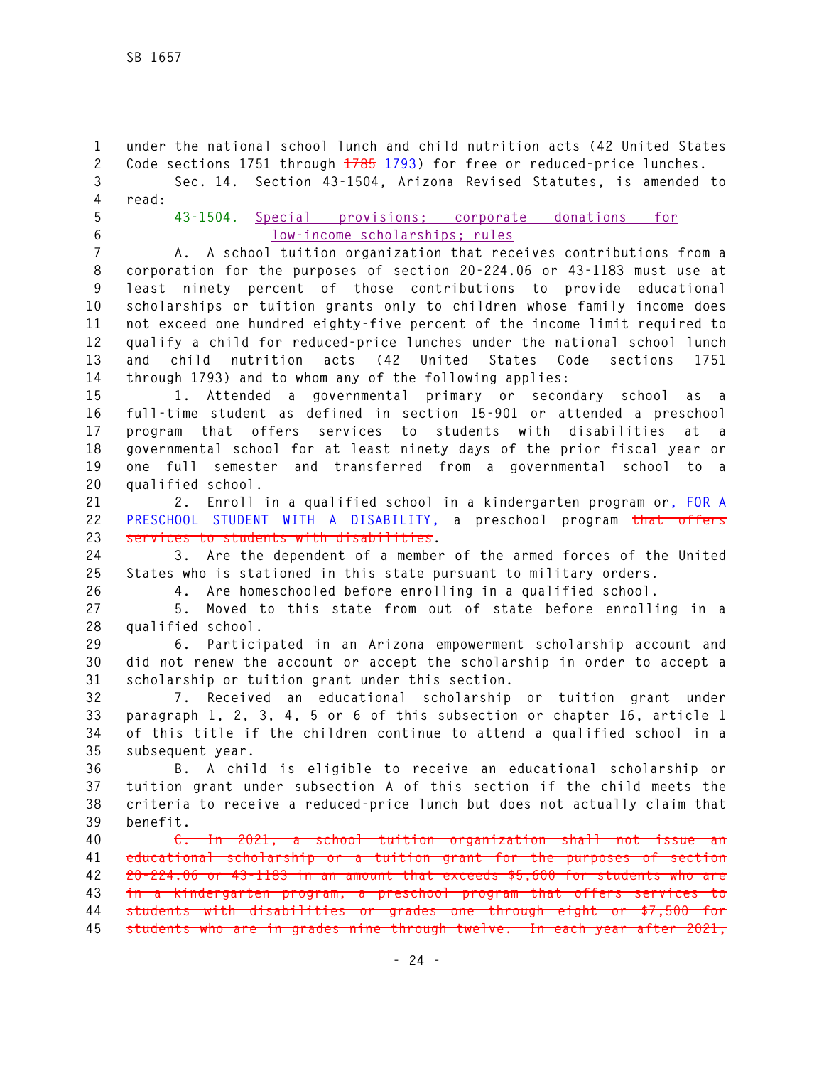under the national school lunch and child nutrition acts (42 United States Code sections 1751 through ~~1785~~ 1793) for free or reduced-price lunches.

Sec. 14. Section 43-1504, Arizona Revised Statutes, is amended to read:

43-1504. <u>Special provisions; corporate donations for low-income scholarships; rules</u>

A. A school tuition organization that receives contributions from a corporation for the purposes of section 20-224.06 or 43-1183 must use at least ninety percent of those contributions to provide educational scholarships or tuition grants only to children whose family income does not exceed one hundred eighty-five percent of the income limit required to qualify a child for reduced-price lunches under the national school lunch and child nutrition acts (42 United States Code sections 1751 through 1793) and to whom any of the following applies:

1. Attended a governmental primary or secondary school as a full-time student as defined in section 15-901 or attended a preschool program that offers services to students with disabilities at a governmental school for at least ninety days of the prior fiscal year or one full semester and transferred from a governmental school to a qualified school.

2. Enroll in a qualified school in a kindergarten program or, FOR A PRESCHOOL STUDENT WITH A DISABILITY, a preschool program ~~that offers services to students with disabilities~~.

3. Are the dependent of a member of the armed forces of the United States who is stationed in this state pursuant to military orders.

4. Are homeschooled before enrolling in a qualified school.

5. Moved to this state from out of state before enrolling in a qualified school.

6. Participated in an Arizona empowerment scholarship account and did not renew the account or accept the scholarship in order to accept a scholarship or tuition grant under this section.

7. Received an educational scholarship or tuition grant under paragraph 1, 2, 3, 4, 5 or 6 of this subsection or chapter 16, article 1 of this title if the children continue to attend a qualified school in a subsequent year.

B. A child is eligible to receive an educational scholarship or tuition grant under subsection A of this section if the child meets the criteria to receive a reduced-price lunch but does not actually claim that benefit.

~~C. In 2021, a school tuition organization shall not issue an educational scholarship or a tuition grant for the purposes of section 20-224.06 or 43-1183 in an amount that exceeds $5,600 for students who are in a kindergarten program, a preschool program that offers services to students with disabilities or grades one through eight or $7,500 for students who are in grades nine through twelve. In each year after 2021,~~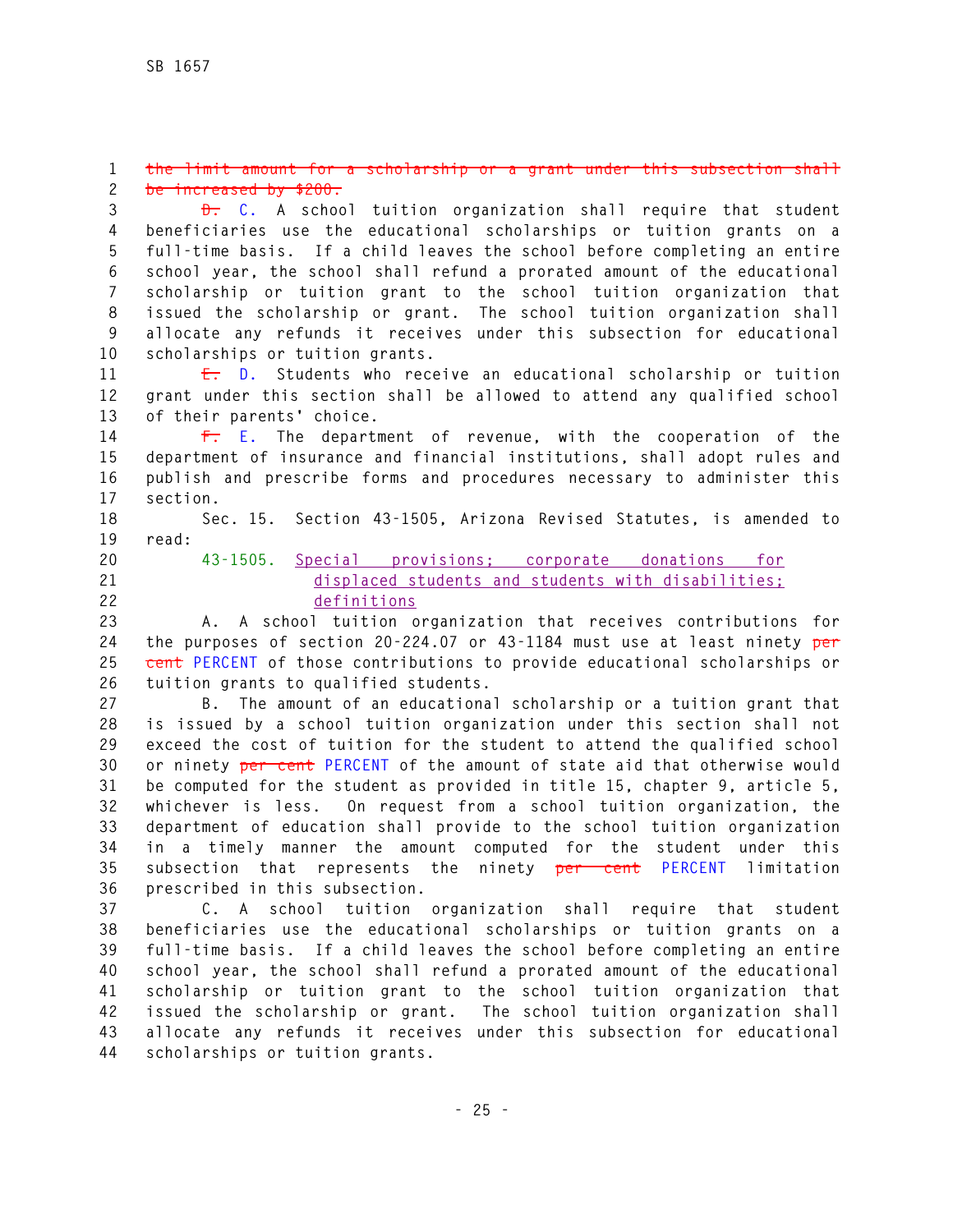~~the limit amount for a scholarship or a grant under this subsection shall be increased by $200.~~

~~D.~~ C. A school tuition organization shall require that student beneficiaries use the educational scholarships or tuition grants on a full-time basis. If a child leaves the school before completing an entire school year, the school shall refund a prorated amount of the educational scholarship or tuition grant to the school tuition organization that issued the scholarship or grant. The school tuition organization shall allocate any refunds it receives under this subsection for educational scholarships or tuition grants.

~~E.~~ D. Students who receive an educational scholarship or tuition grant under this section shall be allowed to attend any qualified school of their parents' choice.

~~F.~~ E. The department of revenue, with the cooperation of the department of insurance and financial institutions, shall adopt rules and publish and prescribe forms and procedures necessary to administer this section.

Sec. 15. Section 43-1505, Arizona Revised Statutes, is amended to read:

43-1505. Special provisions; corporate donations for displaced students and students with disabilities; definitions

A. A school tuition organization that receives contributions for the purposes of section 20-224.07 or 43-1184 must use at least ninety ~~per cent~~ PERCENT of those contributions to provide educational scholarships or tuition grants to qualified students.

B. The amount of an educational scholarship or a tuition grant that is issued by a school tuition organization under this section shall not exceed the cost of tuition for the student to attend the qualified school or ninety ~~per cent~~ PERCENT of the amount of state aid that otherwise would be computed for the student as provided in title 15, chapter 9, article 5, whichever is less. On request from a school tuition organization, the department of education shall provide to the school tuition organization in a timely manner the amount computed for the student under this subsection that represents the ninety ~~per cent~~ PERCENT limitation prescribed in this subsection.

C. A school tuition organization shall require that student beneficiaries use the educational scholarships or tuition grants on a full-time basis. If a child leaves the school before completing an entire school year, the school shall refund a prorated amount of the educational scholarship or tuition grant to the school tuition organization that issued the scholarship or grant. The school tuition organization shall allocate any refunds it receives under this subsection for educational scholarships or tuition grants.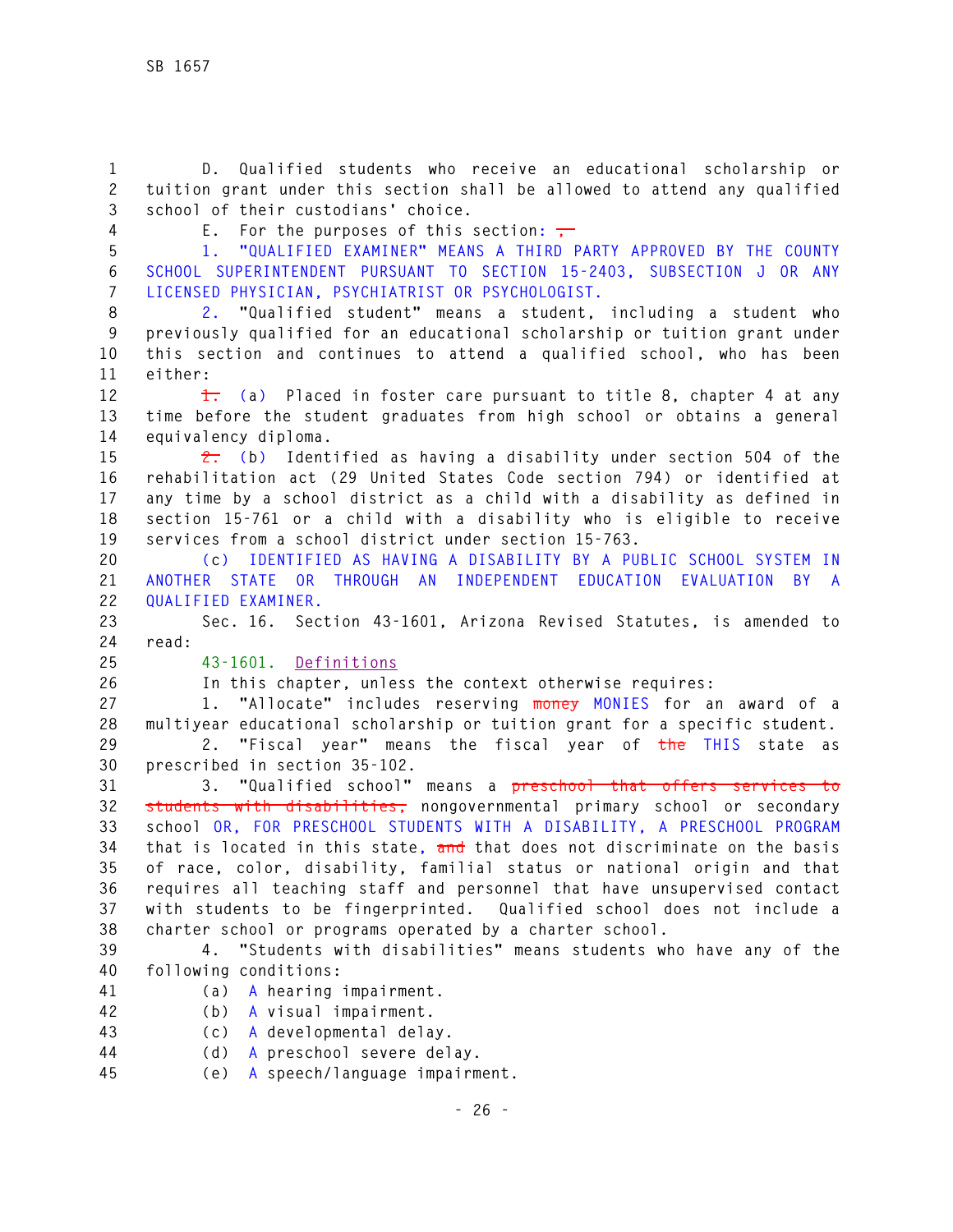D. Qualified students who receive an educational scholarship or tuition grant under this section shall be allowed to attend any qualified school of their custodians' choice.

E. For the purposes of this section: ~~,~~

1. "QUALIFIED EXAMINER" MEANS A THIRD PARTY APPROVED BY THE COUNTY SCHOOL SUPERINTENDENT PURSUANT TO SECTION 15-2403, SUBSECTION J OR ANY LICENSED PHYSICIAN, PSYCHIATRIST OR PSYCHOLOGIST.

2. "Qualified student" means a student, including a student who previously qualified for an educational scholarship or tuition grant under this section and continues to attend a qualified school, who has been either:

~~1.~~ (a) Placed in foster care pursuant to title 8, chapter 4 at any time before the student graduates from high school or obtains a general equivalency diploma.

~~2.~~ (b) Identified as having a disability under section 504 of the rehabilitation act (29 United States Code section 794) or identified at any time by a school district as a child with a disability as defined in section 15-761 or a child with a disability who is eligible to receive services from a school district under section 15-763.

(c) IDENTIFIED AS HAVING A DISABILITY BY A PUBLIC SCHOOL SYSTEM IN ANOTHER STATE OR THROUGH AN INDEPENDENT EDUCATION EVALUATION BY A QUALIFIED EXAMINER.

Sec. 16. Section 43-1601, Arizona Revised Statutes, is amended to read:

43-1601. Definitions

In this chapter, unless the context otherwise requires:

1. "Allocate" includes reserving ~~money~~ MONIES for an award of a multiyear educational scholarship or tuition grant for a specific student.

2. "Fiscal year" means the fiscal year of ~~the~~ THIS state as prescribed in section 35-102.

3. "Qualified school" means a ~~preschool that offers services to students with disabilities,~~ nongovernmental primary school or secondary school OR, FOR PRESCHOOL STUDENTS WITH A DISABILITY, A PRESCHOOL PROGRAM that is located in this state, ~~and~~ that does not discriminate on the basis of race, color, disability, familial status or national origin and that requires all teaching staff and personnel that have unsupervised contact with students to be fingerprinted. Qualified school does not include a charter school or programs operated by a charter school.

4. "Students with disabilities" means students who have any of the following conditions:

(a) A hearing impairment.

(b) A visual impairment.

(c) A developmental delay.

(d) A preschool severe delay.

(e) A speech/language impairment.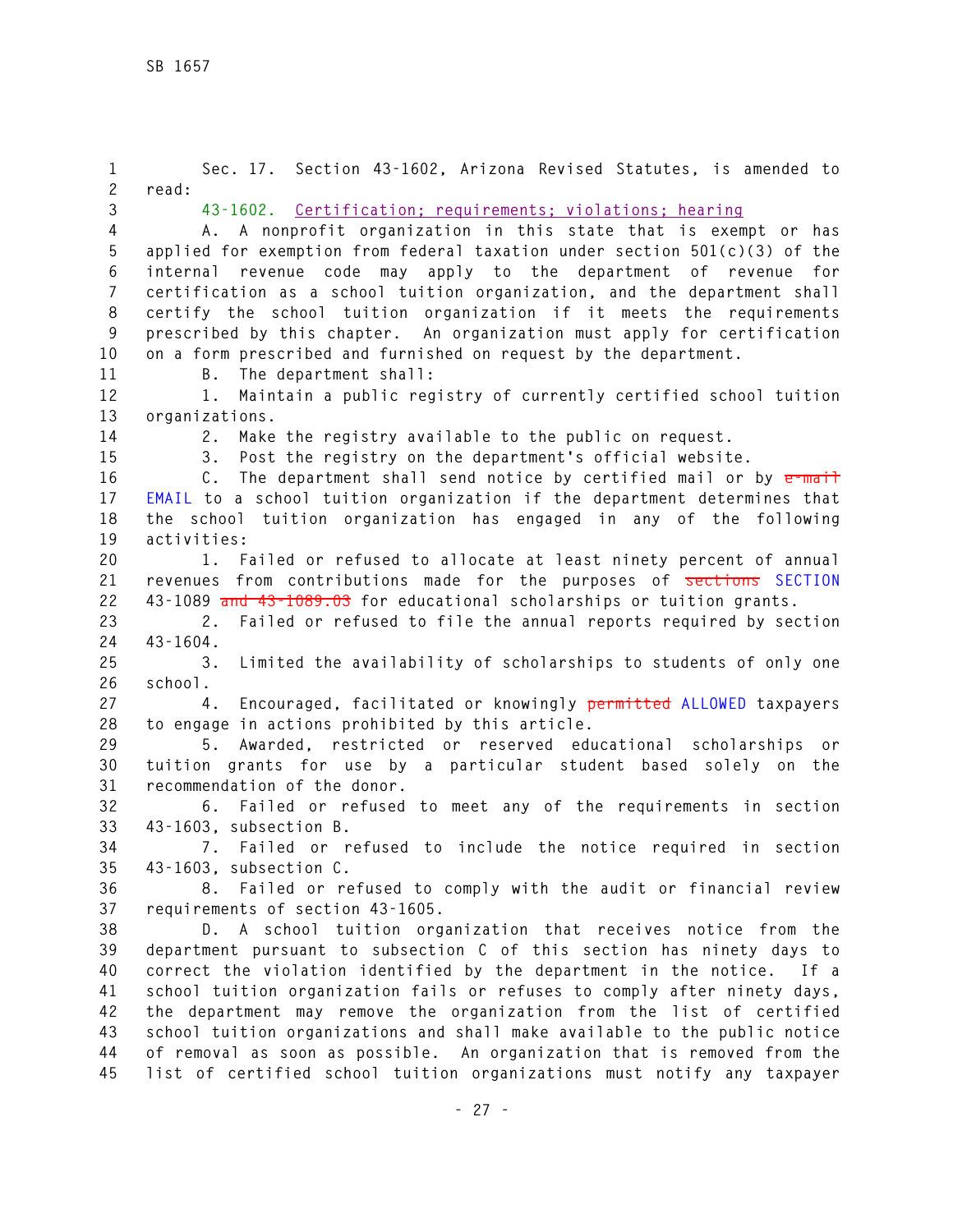Sec. 17. Section 43-1602, Arizona Revised Statutes, is amended to read:

43-1602. Certification; requirements; violations; hearing

A. A nonprofit organization in this state that is exempt or has applied for exemption from federal taxation under section 501(c)(3) of the internal revenue code may apply to the department of revenue for certification as a school tuition organization, and the department shall certify the school tuition organization if it meets the requirements prescribed by this chapter. An organization must apply for certification on a form prescribed and furnished on request by the department.

B. The department shall:

1. Maintain a public registry of currently certified school tuition organizations.

2. Make the registry available to the public on request.

3. Post the registry on the department's official website.

C. The department shall send notice by certified mail or by ~~e-mail~~ EMAIL to a school tuition organization if the department determines that the school tuition organization has engaged in any of the following activities:

1. Failed or refused to allocate at least ninety percent of annual revenues from contributions made for the purposes of ~~sections~~ SECTION 43-1089 ~~and 43-1089.03~~ for educational scholarships or tuition grants.

2. Failed or refused to file the annual reports required by section 43-1604.

3. Limited the availability of scholarships to students of only one school.

4. Encouraged, facilitated or knowingly ~~permitted~~ ALLOWED taxpayers to engage in actions prohibited by this article.

5. Awarded, restricted or reserved educational scholarships or tuition grants for use by a particular student based solely on the recommendation of the donor.

6. Failed or refused to meet any of the requirements in section 43-1603, subsection B.

7. Failed or refused to include the notice required in section 43-1603, subsection C.

8. Failed or refused to comply with the audit or financial review requirements of section 43-1605.

D. A school tuition organization that receives notice from the department pursuant to subsection C of this section has ninety days to correct the violation identified by the department in the notice. If a school tuition organization fails or refuses to comply after ninety days, the department may remove the organization from the list of certified school tuition organizations and shall make available to the public notice of removal as soon as possible. An organization that is removed from the list of certified school tuition organizations must notify any taxpayer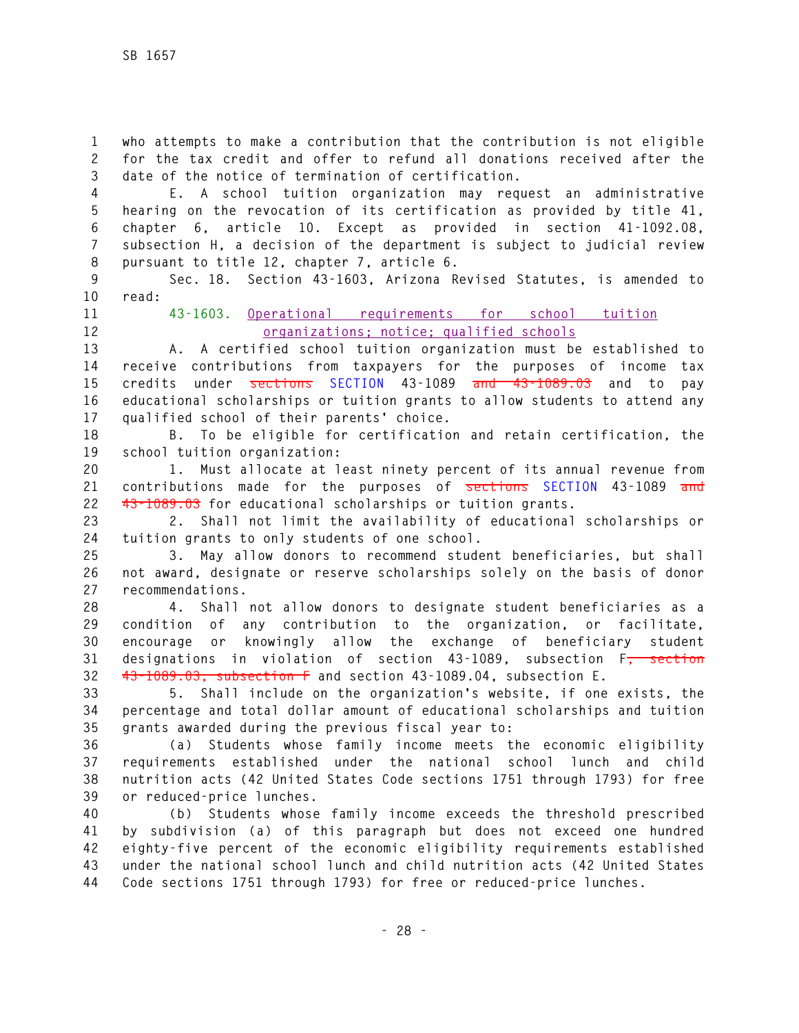who attempts to make a contribution that the contribution is not eligible for the tax credit and offer to refund all donations received after the date of the notice of termination of certification.

E. A school tuition organization may request an administrative hearing on the revocation of its certification as provided by title 41, chapter 6, article 10. Except as provided in section 41-1092.08, subsection H, a decision of the department is subject to judicial review pursuant to title 12, chapter 7, article 6.

Sec. 18. Section 43-1603, Arizona Revised Statutes, is amended to read:

43-1603. Operational requirements for school tuition organizations; notice; qualified schools

A. A certified school tuition organization must be established to receive contributions from taxpayers for the purposes of income tax credits under ~~sections~~ SECTION 43-1089 ~~and 43-1089.03~~ and to pay educational scholarships or tuition grants to allow students to attend any qualified school of their parents' choice.

B. To be eligible for certification and retain certification, the school tuition organization:

1. Must allocate at least ninety percent of its annual revenue from contributions made for the purposes of ~~sections~~ SECTION 43-1089 ~~and 43-1089.03~~ for educational scholarships or tuition grants.

2. Shall not limit the availability of educational scholarships or tuition grants to only students of one school.

3. May allow donors to recommend student beneficiaries, but shall not award, designate or reserve scholarships solely on the basis of donor recommendations.

4. Shall not allow donors to designate student beneficiaries as a condition of any contribution to the organization, or facilitate, encourage or knowingly allow the exchange of beneficiary student designations in violation of section 43-1089, subsection F~~, section 43-1089.03, subsection F~~ and section 43-1089.04, subsection E.

5. Shall include on the organization's website, if one exists, the percentage and total dollar amount of educational scholarships and tuition grants awarded during the previous fiscal year to:

(a) Students whose family income meets the economic eligibility requirements established under the national school lunch and child nutrition acts (42 United States Code sections 1751 through 1793) for free or reduced-price lunches.

(b) Students whose family income exceeds the threshold prescribed by subdivision (a) of this paragraph but does not exceed one hundred eighty-five percent of the economic eligibility requirements established under the national school lunch and child nutrition acts (42 United States Code sections 1751 through 1793) for free or reduced-price lunches.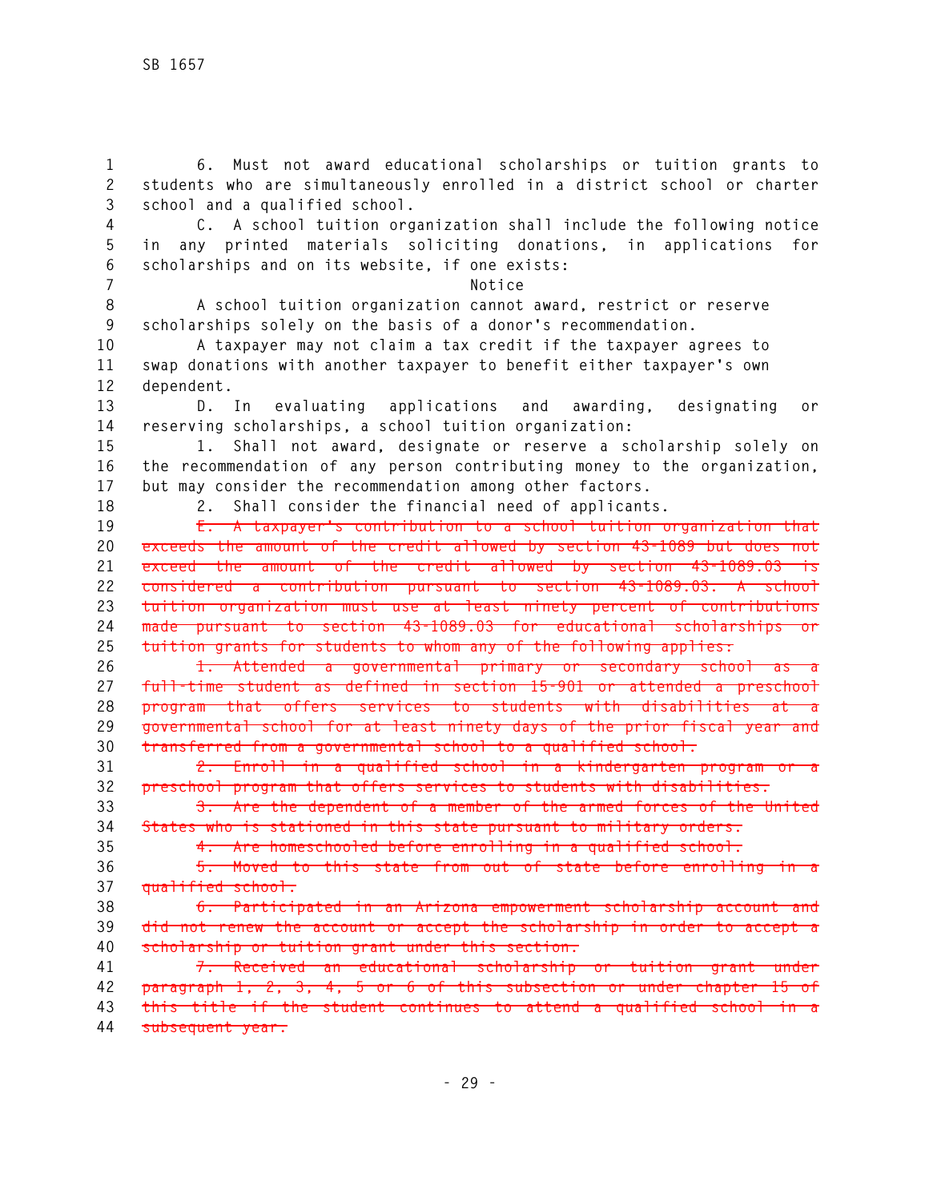6. Must not award educational scholarships or tuition grants to students who are simultaneously enrolled in a district school or charter school and a qualified school.

C. A school tuition organization shall include the following notice in any printed materials soliciting donations, in applications for scholarships and on its website, if one exists:

Notice

A school tuition organization cannot award, restrict or reserve scholarships solely on the basis of a donor's recommendation.

A taxpayer may not claim a tax credit if the taxpayer agrees to swap donations with another taxpayer to benefit either taxpayer's own dependent.

D. In evaluating applications and awarding, designating or reserving scholarships, a school tuition organization:

1. Shall not award, designate or reserve a scholarship solely on the recommendation of any person contributing money to the organization, but may consider the recommendation among other factors.

2. Shall consider the financial need of applicants.

~~E. A taxpayer's contribution to a school tuition organization that exceeds the amount of the credit allowed by section 43-1089 but does not exceed the amount of the credit allowed by section 43-1089.03 is considered a contribution pursuant to section 43-1089.03. A school tuition organization must use at least ninety percent of contributions made pursuant to section 43-1089.03 for educational scholarships or tuition grants for students to whom any of the following applies:~~

~~1. Attended a governmental primary or secondary school as a full-time student as defined in section 15-901 or attended a preschool program that offers services to students with disabilities at a governmental school for at least ninety days of the prior fiscal year and transferred from a governmental school to a qualified school.~~

~~2. Enroll in a qualified school in a kindergarten program or a preschool program that offers services to students with disabilities.~~

~~3. Are the dependent of a member of the armed forces of the United States who is stationed in this state pursuant to military orders.~~

~~4. Are homeschooled before enrolling in a qualified school.~~

~~5. Moved to this state from out of state before enrolling in a qualified school.~~

~~6. Participated in an Arizona empowerment scholarship account and did not renew the account or accept the scholarship in order to accept a scholarship or tuition grant under this section.~~

~~7. Received an educational scholarship or tuition grant under paragraph 1, 2, 3, 4, 5 or 6 of this subsection or under chapter 15 of this title if the student continues to attend a qualified school in a subsequent year.~~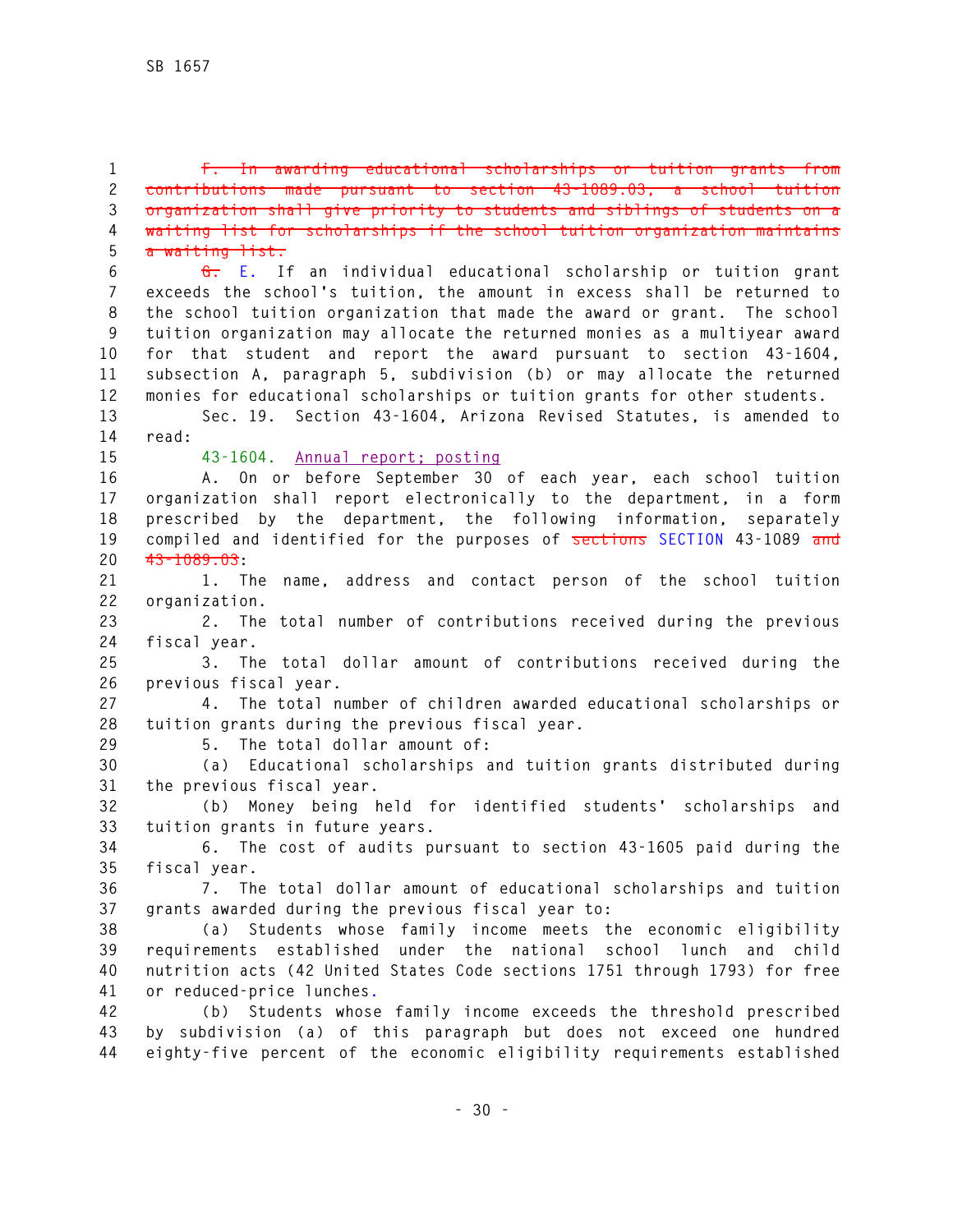~~F. In awarding educational scholarships or tuition grants from contributions made pursuant to section 43-1089.03, a school tuition organization shall give priority to students and siblings of students on a waiting list for scholarships if the school tuition organization maintains a waiting list.~~

~~G.~~ E. If an individual educational scholarship or tuition grant exceeds the school's tuition, the amount in excess shall be returned to the school tuition organization that made the award or grant. The school tuition organization may allocate the returned monies as a multiyear award for that student and report the award pursuant to section 43-1604, subsection A, paragraph 5, subdivision (b) or may allocate the returned monies for educational scholarships or tuition grants for other students.

Sec. 19. Section 43-1604, Arizona Revised Statutes, is amended to read:

43-1604. Annual report; posting

A. On or before September 30 of each year, each school tuition organization shall report electronically to the department, in a form prescribed by the department, the following information, separately compiled and identified for the purposes of ~~sections~~ SECTION 43-1089 ~~and 43-1089.03~~:

1. The name, address and contact person of the school tuition organization.

2. The total number of contributions received during the previous fiscal year.

3. The total dollar amount of contributions received during the previous fiscal year.

4. The total number of children awarded educational scholarships or tuition grants during the previous fiscal year.

5. The total dollar amount of:

(a) Educational scholarships and tuition grants distributed during the previous fiscal year.

(b) Money being held for identified students' scholarships and tuition grants in future years.

6. The cost of audits pursuant to section 43-1605 paid during the fiscal year.

7. The total dollar amount of educational scholarships and tuition grants awarded during the previous fiscal year to:

(a) Students whose family income meets the economic eligibility requirements established under the national school lunch and child nutrition acts (42 United States Code sections 1751 through 1793) for free or reduced-price lunches.

(b) Students whose family income exceeds the threshold prescribed by subdivision (a) of this paragraph but does not exceed one hundred eighty-five percent of the economic eligibility requirements established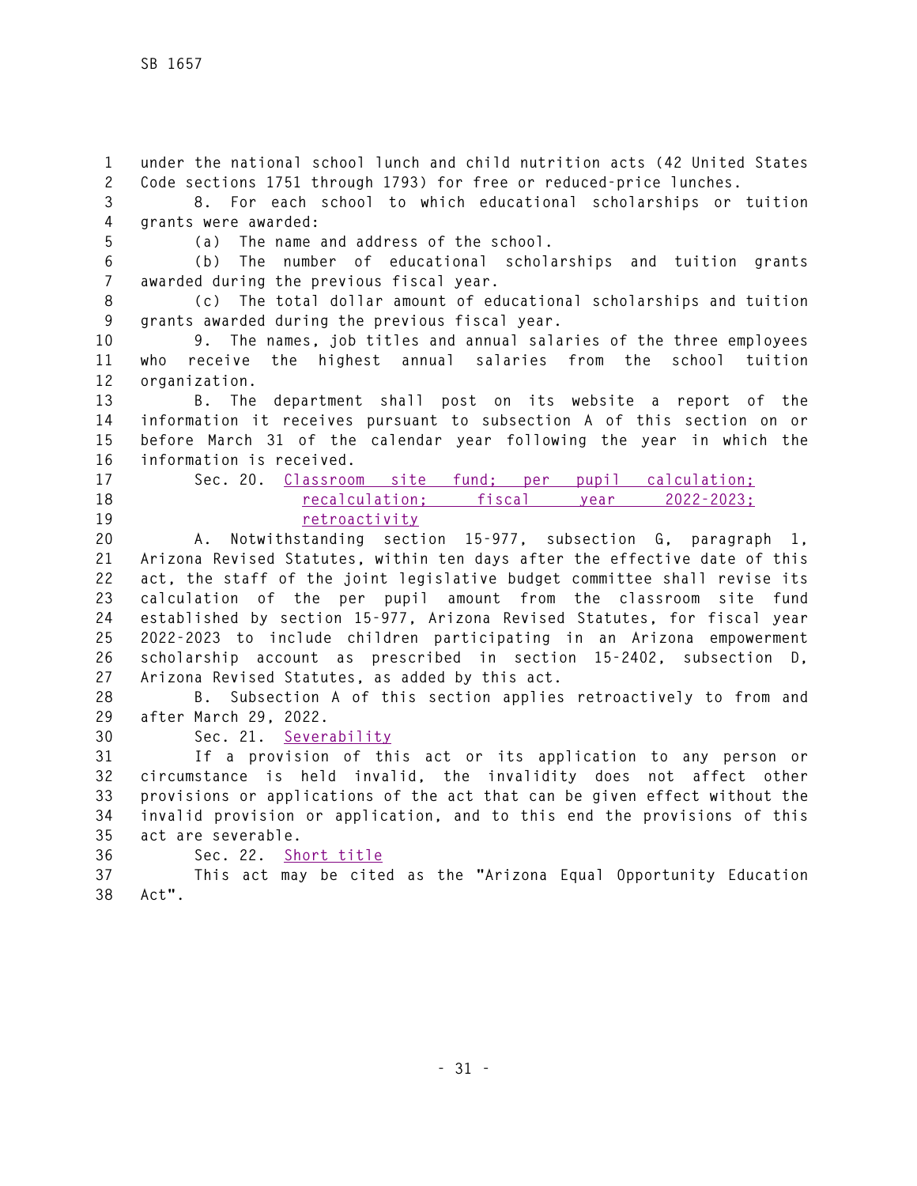under the national school lunch and child nutrition acts (42 United States Code sections 1751 through 1793) for free or reduced-price lunches.

8. For each school to which educational scholarships or tuition grants were awarded:

(a) The name and address of the school.

(b) The number of educational scholarships and tuition grants awarded during the previous fiscal year.

(c) The total dollar amount of educational scholarships and tuition grants awarded during the previous fiscal year.

9. The names, job titles and annual salaries of the three employees who receive the highest annual salaries from the school tuition organization.

B. The department shall post on its website a report of the information it receives pursuant to subsection A of this section on or before March 31 of the calendar year following the year in which the information is received.

Sec. 20. Classroom site fund; per pupil calculation; recalculation; fiscal year 2022-2023; retroactivity

A. Notwithstanding section 15-977, subsection G, paragraph 1, Arizona Revised Statutes, within ten days after the effective date of this act, the staff of the joint legislative budget committee shall revise its calculation of the per pupil amount from the classroom site fund established by section 15-977, Arizona Revised Statutes, for fiscal year 2022-2023 to include children participating in an Arizona empowerment scholarship account as prescribed in section 15-2402, subsection D, Arizona Revised Statutes, as added by this act.

B. Subsection A of this section applies retroactively to from and after March 29, 2022.

Sec. 21. Severability

If a provision of this act or its application to any person or circumstance is held invalid, the invalidity does not affect other provisions or applications of the act that can be given effect without the invalid provision or application, and to this end the provisions of this act are severable.

Sec. 22. Short title

This act may be cited as the "Arizona Equal Opportunity Education Act".